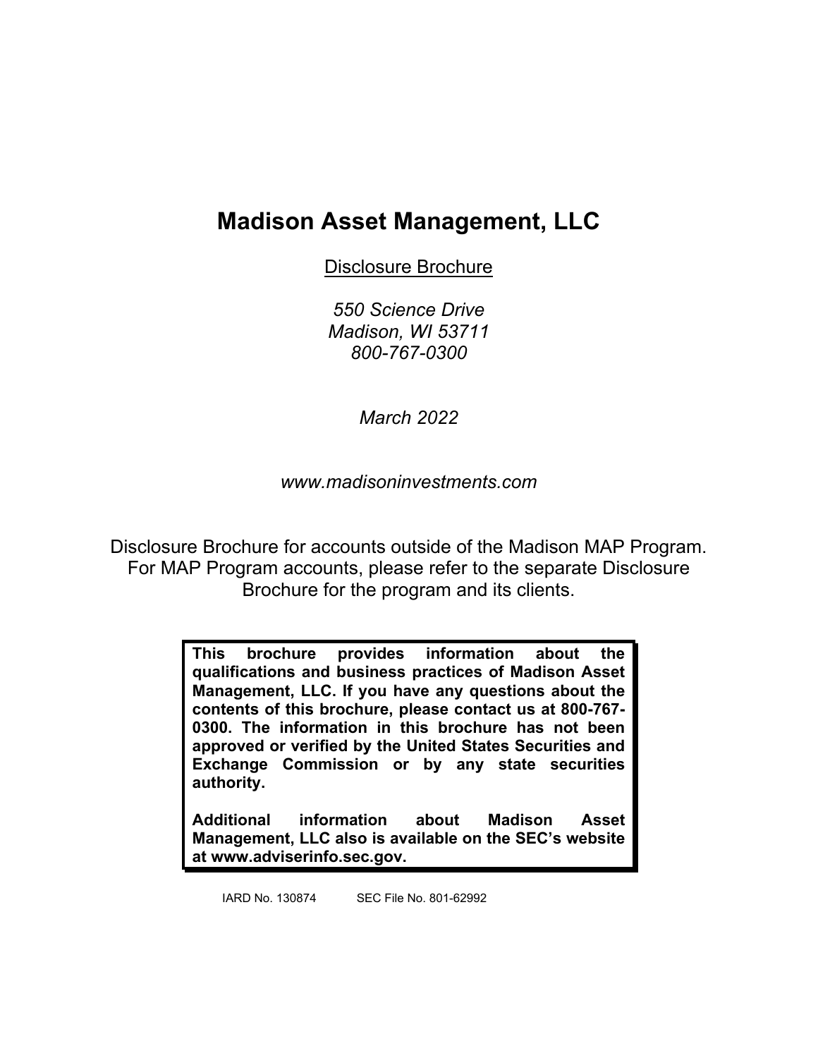# Madison Asset Management, LLC

Disclosure Brochure

*550 Science Drive*
*Madison, WI 53711*
*800-767-0300*

*March 2022*

*www.madisoninvestments.com*

Disclosure Brochure for accounts outside of the Madison MAP Program. For MAP Program accounts, please refer to the separate Disclosure Brochure for the program and its clients.

**This brochure provides information about the qualifications and business practices of Madison Asset Management, LLC. If you have any questions about the contents of this brochure, please contact us at 800-767-0300. The information in this brochure has not been approved or verified by the United States Securities and Exchange Commission or by any state securities authority.**

**Additional information about Madison Asset Management, LLC also is available on the SEC's website at www.adviserinfo.sec.gov.**

IARD No. 130874 SEC File No. 801-62992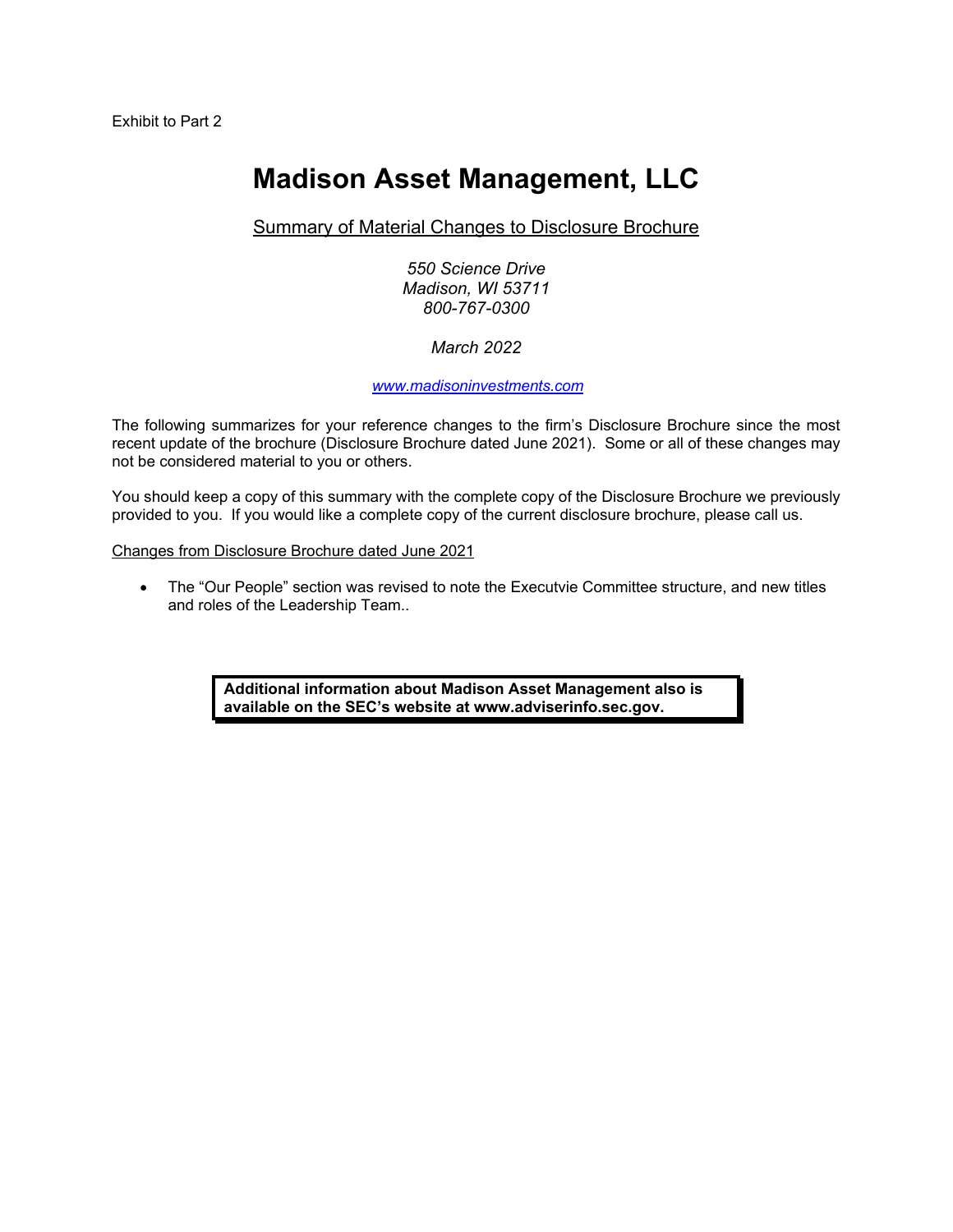Exhibit to Part 2

# Madison Asset Management, LLC

Summary of Material Changes to Disclosure Brochure

*550 Science Drive*
*Madison, WI 53711*
*800-767-0300*

*March 2022*

*www.madisoninvestments.com*

The following summarizes for your reference changes to the firm's Disclosure Brochure since the most recent update of the brochure (Disclosure Brochure dated June 2021). Some or all of these changes may not be considered material to you or others.

You should keep a copy of this summary with the complete copy of the Disclosure Brochure we previously provided to you. If you would like a complete copy of the current disclosure brochure, please call us.

Changes from Disclosure Brochure dated June 2021

- The "Our People" section was revised to note the Executvie Committee structure, and new titles and roles of the Leadership Team..

**Additional information about Madison Asset Management also is available on the SEC's website at www.adviserinfo.sec.gov.**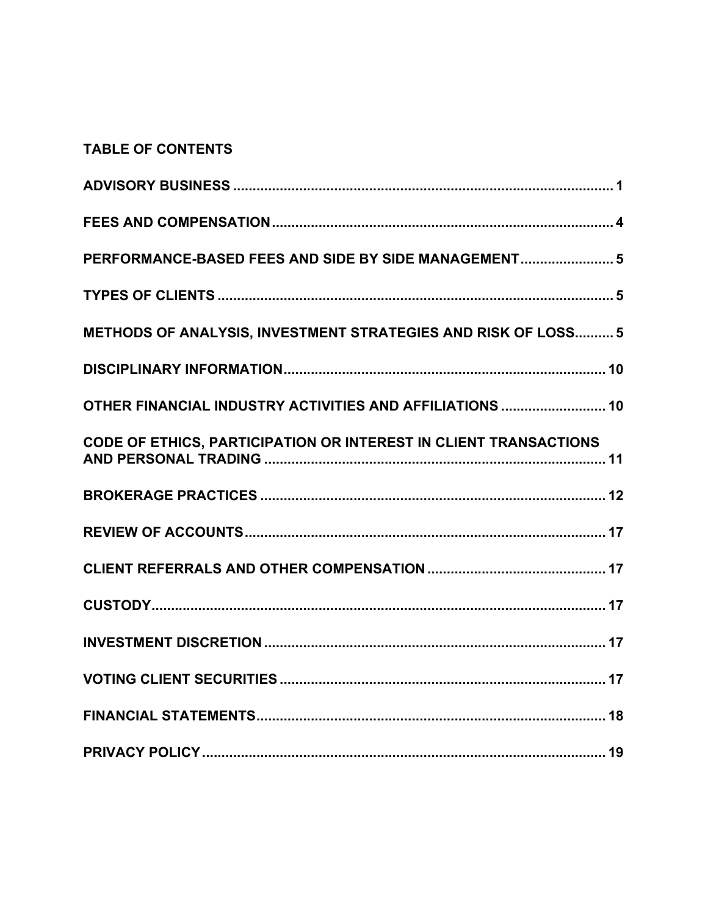## TABLE OF CONTENTS

| | |
|---|---|
| **ADVISORY BUSINESS** | **1** |
| **FEES AND COMPENSATION** | **4** |
| **PERFORMANCE-BASED FEES AND SIDE BY SIDE MANAGEMENT** | **5** |
| **TYPES OF CLIENTS** | **5** |
| **METHODS OF ANALYSIS, INVESTMENT STRATEGIES AND RISK OF LOSS** | **5** |
| **DISCIPLINARY INFORMATION** | **10** |
| **OTHER FINANCIAL INDUSTRY ACTIVITIES AND AFFILIATIONS** | **10** |
| **CODE OF ETHICS, PARTICIPATION OR INTEREST IN CLIENT TRANSACTIONS AND PERSONAL TRADING** | **11** |
| **BROKERAGE PRACTICES** | **12** |
| **REVIEW OF ACCOUNTS** | **17** |
| **CLIENT REFERRALS AND OTHER COMPENSATION** | **17** |
| **CUSTODY** | **17** |
| **INVESTMENT DISCRETION** | **17** |
| **VOTING CLIENT SECURITIES** | **17** |
| **FINANCIAL STATEMENTS** | **18** |
| **PRIVACY POLICY** | **19** |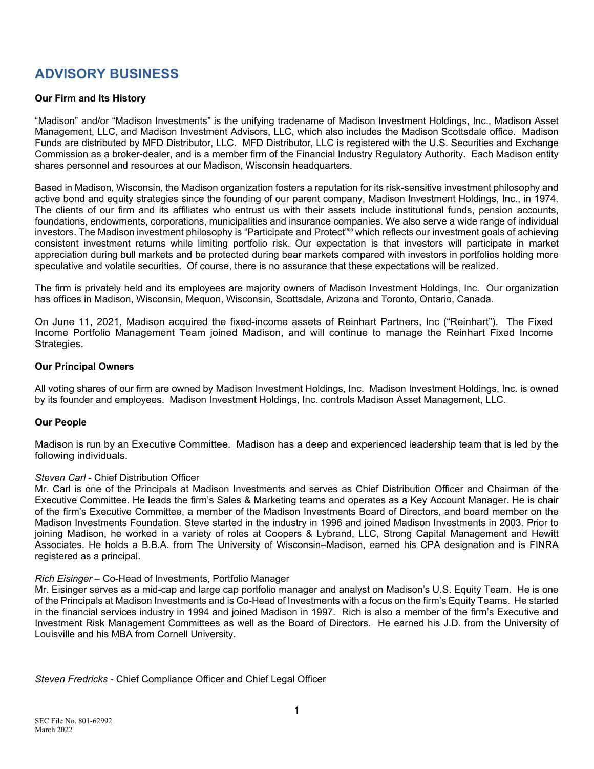# ADVISORY BUSINESS

**Our Firm and Its History**

"Madison" and/or "Madison Investments" is the unifying tradename of Madison Investment Holdings, Inc., Madison Asset Management, LLC, and Madison Investment Advisors, LLC, which also includes the Madison Scottsdale office. Madison Funds are distributed by MFD Distributor, LLC. MFD Distributor, LLC is registered with the U.S. Securities and Exchange Commission as a broker-dealer, and is a member firm of the Financial Industry Regulatory Authority. Each Madison entity shares personnel and resources at our Madison, Wisconsin headquarters.

Based in Madison, Wisconsin, the Madison organization fosters a reputation for its risk-sensitive investment philosophy and active bond and equity strategies since the founding of our parent company, Madison Investment Holdings, Inc., in 1974. The clients of our firm and its affiliates who entrust us with their assets include institutional funds, pension accounts, foundations, endowments, corporations, municipalities and insurance companies. We also serve a wide range of individual investors. The Madison investment philosophy is "Participate and Protect"® which reflects our investment goals of achieving consistent investment returns while limiting portfolio risk. Our expectation is that investors will participate in market appreciation during bull markets and be protected during bear markets compared with investors in portfolios holding more speculative and volatile securities. Of course, there is no assurance that these expectations will be realized.

The firm is privately held and its employees are majority owners of Madison Investment Holdings, Inc. Our organization has offices in Madison, Wisconsin, Mequon, Wisconsin, Scottsdale, Arizona and Toronto, Ontario, Canada.

On June 11, 2021, Madison acquired the fixed-income assets of Reinhart Partners, Inc ("Reinhart"). The Fixed Income Portfolio Management Team joined Madison, and will continue to manage the Reinhart Fixed Income Strategies.

**Our Principal Owners**

All voting shares of our firm are owned by Madison Investment Holdings, Inc. Madison Investment Holdings, Inc. is owned by its founder and employees. Madison Investment Holdings, Inc. controls Madison Asset Management, LLC.

**Our People**

Madison is run by an Executive Committee. Madison has a deep and experienced leadership team that is led by the following individuals.

*Steven Carl* - Chief Distribution Officer
Mr. Carl is one of the Principals at Madison Investments and serves as Chief Distribution Officer and Chairman of the Executive Committee. He leads the firm's Sales & Marketing teams and operates as a Key Account Manager. He is chair of the firm's Executive Committee, a member of the Madison Investments Board of Directors, and board member on the Madison Investments Foundation. Steve started in the industry in 1996 and joined Madison Investments in 2003. Prior to joining Madison, he worked in a variety of roles at Coopers & Lybrand, LLC, Strong Capital Management and Hewitt Associates. He holds a B.B.A. from The University of Wisconsin–Madison, earned his CPA designation and is FINRA registered as a principal.

*Rich Eisinger* – Co-Head of Investments, Portfolio Manager
Mr. Eisinger serves as a mid-cap and large cap portfolio manager and analyst on Madison's U.S. Equity Team. He is one of the Principals at Madison Investments and is Co-Head of Investments with a focus on the firm's Equity Teams. He started in the financial services industry in 1994 and joined Madison in 1997. Rich is also a member of the firm's Executive and Investment Risk Management Committees as well as the Board of Directors. He earned his J.D. from the University of Louisville and his MBA from Cornell University.

*Steven Fredricks* - Chief Compliance Officer and Chief Legal Officer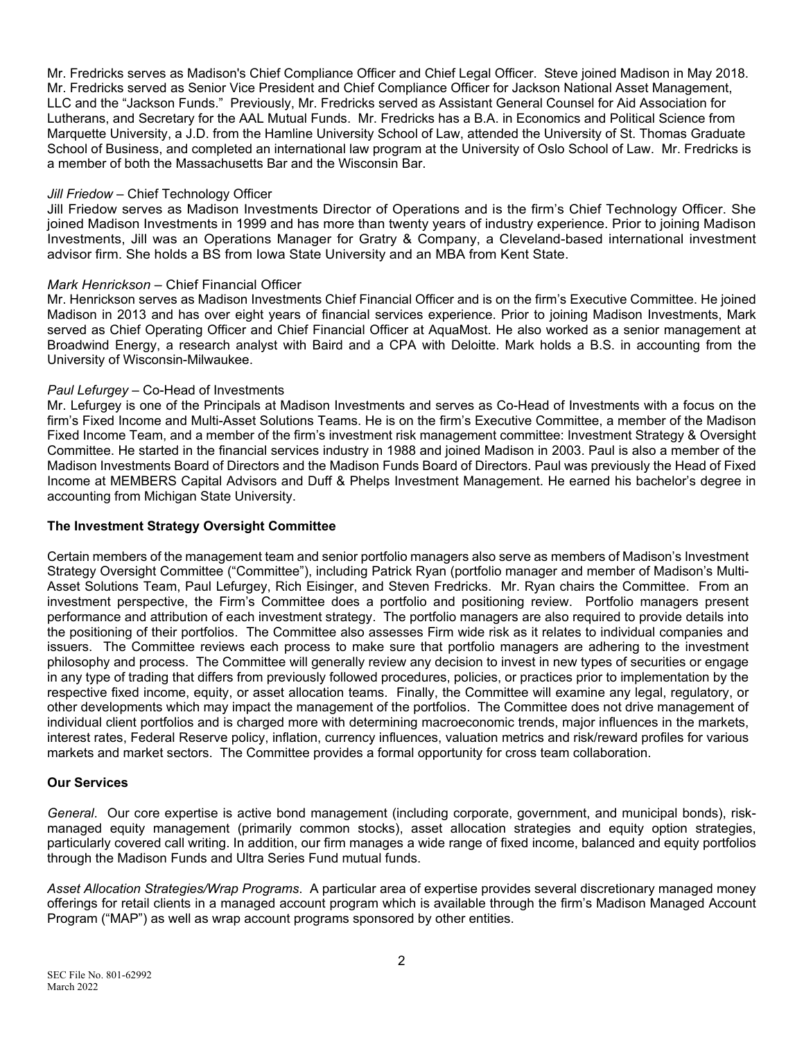Mr. Fredricks serves as Madison's Chief Compliance Officer and Chief Legal Officer. Steve joined Madison in May 2018. Mr. Fredricks served as Senior Vice President and Chief Compliance Officer for Jackson National Asset Management, LLC and the "Jackson Funds." Previously, Mr. Fredricks served as Assistant General Counsel for Aid Association for Lutherans, and Secretary for the AAL Mutual Funds. Mr. Fredricks has a B.A. in Economics and Political Science from Marquette University, a J.D. from the Hamline University School of Law, attended the University of St. Thomas Graduate School of Business, and completed an international law program at the University of Oslo School of Law. Mr. Fredricks is a member of both the Massachusetts Bar and the Wisconsin Bar.

*Jill Friedow* – Chief Technology Officer

Jill Friedow serves as Madison Investments Director of Operations and is the firm's Chief Technology Officer. She joined Madison Investments in 1999 and has more than twenty years of industry experience. Prior to joining Madison Investments, Jill was an Operations Manager for Gratry & Company, a Cleveland-based international investment advisor firm. She holds a BS from Iowa State University and an MBA from Kent State.

*Mark Henrickson* – Chief Financial Officer

Mr. Henrickson serves as Madison Investments Chief Financial Officer and is on the firm's Executive Committee. He joined Madison in 2013 and has over eight years of financial services experience. Prior to joining Madison Investments, Mark served as Chief Operating Officer and Chief Financial Officer at AquaMost. He also worked as a senior management at Broadwind Energy, a research analyst with Baird and a CPA with Deloitte. Mark holds a B.S. in accounting from the University of Wisconsin-Milwaukee.

*Paul Lefurgey* – Co-Head of Investments

Mr. Lefurgey is one of the Principals at Madison Investments and serves as Co-Head of Investments with a focus on the firm's Fixed Income and Multi-Asset Solutions Teams. He is on the firm's Executive Committee, a member of the Madison Fixed Income Team, and a member of the firm's investment risk management committee: Investment Strategy & Oversight Committee. He started in the financial services industry in 1988 and joined Madison in 2003. Paul is also a member of the Madison Investments Board of Directors and the Madison Funds Board of Directors. Paul was previously the Head of Fixed Income at MEMBERS Capital Advisors and Duff & Phelps Investment Management. He earned his bachelor's degree in accounting from Michigan State University.

**The Investment Strategy Oversight Committee**

Certain members of the management team and senior portfolio managers also serve as members of Madison's Investment Strategy Oversight Committee ("Committee"), including Patrick Ryan (portfolio manager and member of Madison's Multi-Asset Solutions Team, Paul Lefurgey, Rich Eisinger, and Steven Fredricks. Mr. Ryan chairs the Committee. From an investment perspective, the Firm's Committee does a portfolio and positioning review. Portfolio managers present performance and attribution of each investment strategy. The portfolio managers are also required to provide details into the positioning of their portfolios. The Committee also assesses Firm wide risk as it relates to individual companies and issuers. The Committee reviews each process to make sure that portfolio managers are adhering to the investment philosophy and process. The Committee will generally review any decision to invest in new types of securities or engage in any type of trading that differs from previously followed procedures, policies, or practices prior to implementation by the respective fixed income, equity, or asset allocation teams. Finally, the Committee will examine any legal, regulatory, or other developments which may impact the management of the portfolios. The Committee does not drive management of individual client portfolios and is charged more with determining macroeconomic trends, major influences in the markets, interest rates, Federal Reserve policy, inflation, currency influences, valuation metrics and risk/reward profiles for various markets and market sectors. The Committee provides a formal opportunity for cross team collaboration.

**Our Services**

*General*. Our core expertise is active bond management (including corporate, government, and municipal bonds), risk-managed equity management (primarily common stocks), asset allocation strategies and equity option strategies, particularly covered call writing. In addition, our firm manages a wide range of fixed income, balanced and equity portfolios through the Madison Funds and Ultra Series Fund mutual funds.

*Asset Allocation Strategies/Wrap Programs.* A particular area of expertise provides several discretionary managed money offerings for retail clients in a managed account program which is available through the firm's Madison Managed Account Program ("MAP") as well as wrap account programs sponsored by other entities.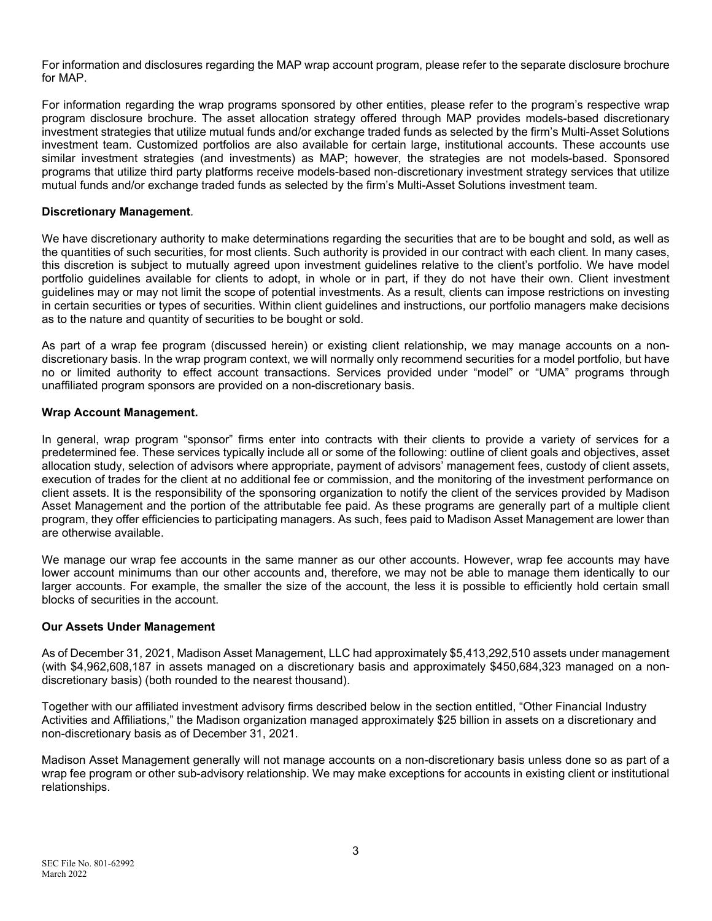For information and disclosures regarding the MAP wrap account program, please refer to the separate disclosure brochure for MAP.

For information regarding the wrap programs sponsored by other entities, please refer to the program's respective wrap program disclosure brochure. The asset allocation strategy offered through MAP provides models-based discretionary investment strategies that utilize mutual funds and/or exchange traded funds as selected by the firm's Multi-Asset Solutions investment team. Customized portfolios are also available for certain large, institutional accounts. These accounts use similar investment strategies (and investments) as MAP; however, the strategies are not models-based. Sponsored programs that utilize third party platforms receive models-based non-discretionary investment strategy services that utilize mutual funds and/or exchange traded funds as selected by the firm's Multi-Asset Solutions investment team.

**Discretionary Management.**

We have discretionary authority to make determinations regarding the securities that are to be bought and sold, as well as the quantities of such securities, for most clients. Such authority is provided in our contract with each client. In many cases, this discretion is subject to mutually agreed upon investment guidelines relative to the client's portfolio. We have model portfolio guidelines available for clients to adopt, in whole or in part, if they do not have their own. Client investment guidelines may or may not limit the scope of potential investments. As a result, clients can impose restrictions on investing in certain securities or types of securities. Within client guidelines and instructions, our portfolio managers make decisions as to the nature and quantity of securities to be bought or sold.

As part of a wrap fee program (discussed herein) or existing client relationship, we may manage accounts on a non-discretionary basis. In the wrap program context, we will normally only recommend securities for a model portfolio, but have no or limited authority to effect account transactions. Services provided under "model" or "UMA" programs through unaffiliated program sponsors are provided on a non-discretionary basis.

**Wrap Account Management.**

In general, wrap program "sponsor" firms enter into contracts with their clients to provide a variety of services for a predetermined fee. These services typically include all or some of the following: outline of client goals and objectives, asset allocation study, selection of advisors where appropriate, payment of advisors' management fees, custody of client assets, execution of trades for the client at no additional fee or commission, and the monitoring of the investment performance on client assets. It is the responsibility of the sponsoring organization to notify the client of the services provided by Madison Asset Management and the portion of the attributable fee paid. As these programs are generally part of a multiple client program, they offer efficiencies to participating managers. As such, fees paid to Madison Asset Management are lower than are otherwise available.

We manage our wrap fee accounts in the same manner as our other accounts. However, wrap fee accounts may have lower account minimums than our other accounts and, therefore, we may not be able to manage them identically to our larger accounts. For example, the smaller the size of the account, the less it is possible to efficiently hold certain small blocks of securities in the account.

**Our Assets Under Management**

As of December 31, 2021, Madison Asset Management, LLC had approximately $5,413,292,510 assets under management (with $4,962,608,187 in assets managed on a discretionary basis and approximately $450,684,323 managed on a non-discretionary basis) (both rounded to the nearest thousand).

Together with our affiliated investment advisory firms described below in the section entitled, "Other Financial Industry Activities and Affiliations," the Madison organization managed approximately $25 billion in assets on a discretionary and non-discretionary basis as of December 31, 2021.

Madison Asset Management generally will not manage accounts on a non-discretionary basis unless done so as part of a wrap fee program or other sub-advisory relationship. We may make exceptions for accounts in existing client or institutional relationships.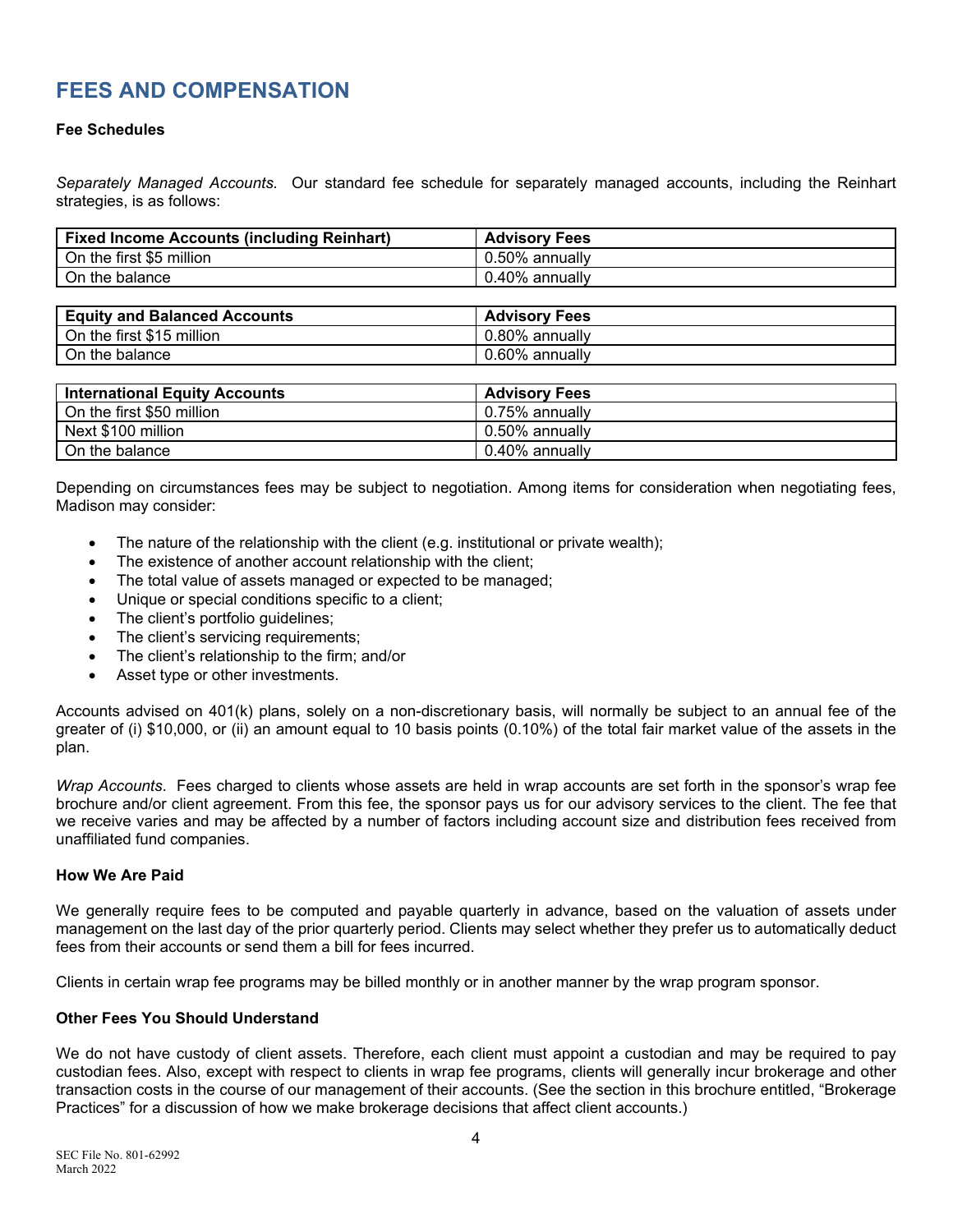# FEES AND COMPENSATION

**Fee Schedules**

*Separately Managed Accounts.* Our standard fee schedule for separately managed accounts, including the Reinhart strategies, is as follows:

| Fixed Income Accounts (including Reinhart) | Advisory Fees |
|---|---|
| On the first $5 million | 0.50% annually |
| On the balance | 0.40% annually |

| Equity and Balanced Accounts | Advisory Fees |
|---|---|
| On the first $15 million | 0.80% annually |
| On the balance | 0.60% annually |

| International Equity Accounts | Advisory Fees |
|---|---|
| On the first $50 million | 0.75% annually |
| Next $100 million | 0.50% annually |
| On the balance | 0.40% annually |

Depending on circumstances fees may be subject to negotiation. Among items for consideration when negotiating fees, Madison may consider:

- The nature of the relationship with the client (e.g. institutional or private wealth);
- The existence of another account relationship with the client;
- The total value of assets managed or expected to be managed;
- Unique or special conditions specific to a client;
- The client's portfolio guidelines;
- The client's servicing requirements;
- The client's relationship to the firm; and/or
- Asset type or other investments.

Accounts advised on 401(k) plans, solely on a non-discretionary basis, will normally be subject to an annual fee of the greater of (i) $10,000, or (ii) an amount equal to 10 basis points (0.10%) of the total fair market value of the assets in the plan.

*Wrap Accounts*. Fees charged to clients whose assets are held in wrap accounts are set forth in the sponsor's wrap fee brochure and/or client agreement. From this fee, the sponsor pays us for our advisory services to the client. The fee that we receive varies and may be affected by a number of factors including account size and distribution fees received from unaffiliated fund companies.

**How We Are Paid**

We generally require fees to be computed and payable quarterly in advance, based on the valuation of assets under management on the last day of the prior quarterly period. Clients may select whether they prefer us to automatically deduct fees from their accounts or send them a bill for fees incurred.

Clients in certain wrap fee programs may be billed monthly or in another manner by the wrap program sponsor.

**Other Fees You Should Understand**

We do not have custody of client assets. Therefore, each client must appoint a custodian and may be required to pay custodian fees. Also, except with respect to clients in wrap fee programs, clients will generally incur brokerage and other transaction costs in the course of our management of their accounts. (See the section in this brochure entitled, "Brokerage Practices" for a discussion of how we make brokerage decisions that affect client accounts.)

SEC File No. 801-62992
March 2022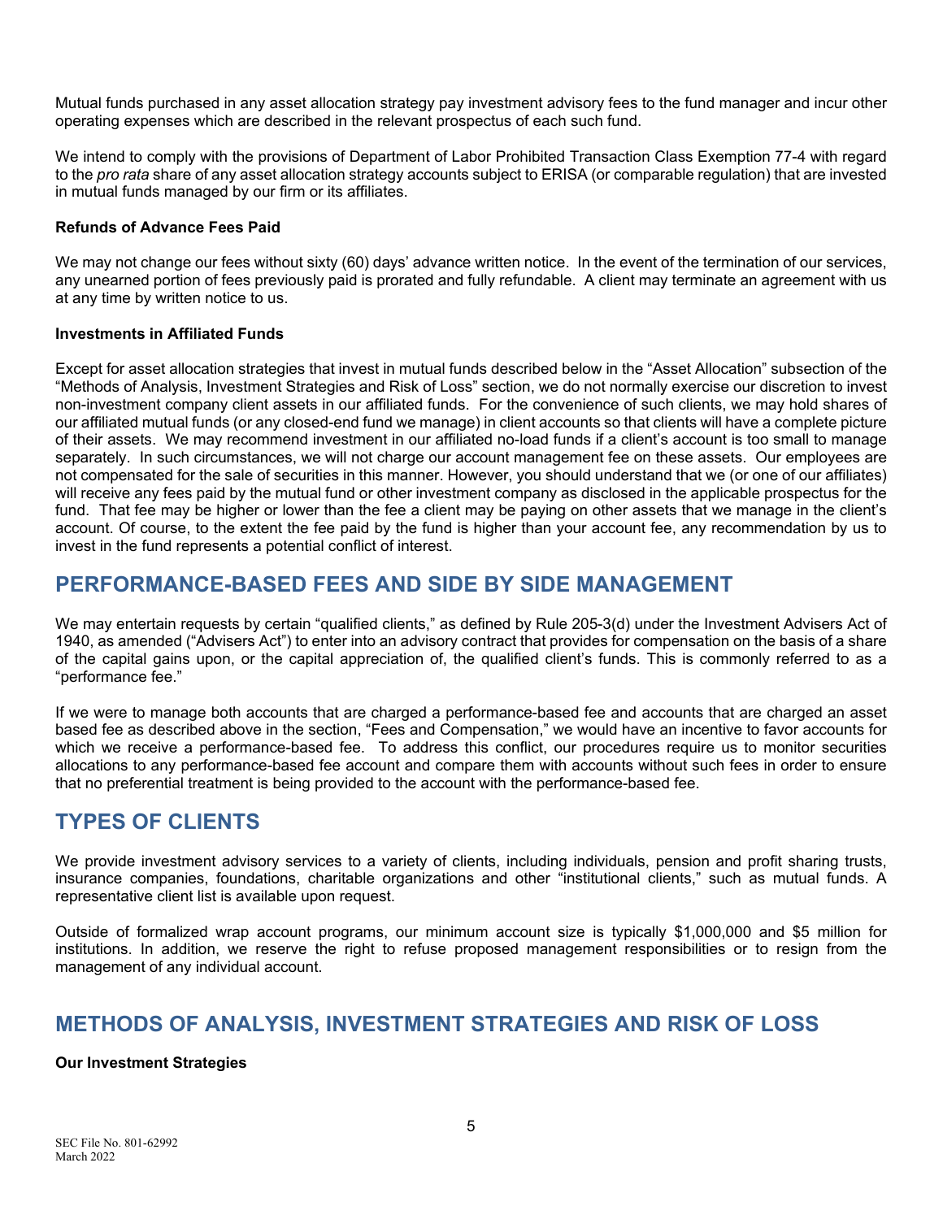Mutual funds purchased in any asset allocation strategy pay investment advisory fees to the fund manager and incur other operating expenses which are described in the relevant prospectus of each such fund.

We intend to comply with the provisions of Department of Labor Prohibited Transaction Class Exemption 77-4 with regard to the *pro rata* share of any asset allocation strategy accounts subject to ERISA (or comparable regulation) that are invested in mutual funds managed by our firm or its affiliates.

**Refunds of Advance Fees Paid**

We may not change our fees without sixty (60) days' advance written notice. In the event of the termination of our services, any unearned portion of fees previously paid is prorated and fully refundable. A client may terminate an agreement with us at any time by written notice to us.

**Investments in Affiliated Funds**

Except for asset allocation strategies that invest in mutual funds described below in the "Asset Allocation" subsection of the "Methods of Analysis, Investment Strategies and Risk of Loss" section, we do not normally exercise our discretion to invest non-investment company client assets in our affiliated funds. For the convenience of such clients, we may hold shares of our affiliated mutual funds (or any closed-end fund we manage) in client accounts so that clients will have a complete picture of their assets. We may recommend investment in our affiliated no-load funds if a client's account is too small to manage separately. In such circumstances, we will not charge our account management fee on these assets. Our employees are not compensated for the sale of securities in this manner. However, you should understand that we (or one of our affiliates) will receive any fees paid by the mutual fund or other investment company as disclosed in the applicable prospectus for the fund. That fee may be higher or lower than the fee a client may be paying on other assets that we manage in the client's account. Of course, to the extent the fee paid by the fund is higher than your account fee, any recommendation by us to invest in the fund represents a potential conflict of interest.

## PERFORMANCE-BASED FEES AND SIDE BY SIDE MANAGEMENT

We may entertain requests by certain "qualified clients," as defined by Rule 205-3(d) under the Investment Advisers Act of 1940, as amended ("Advisers Act") to enter into an advisory contract that provides for compensation on the basis of a share of the capital gains upon, or the capital appreciation of, the qualified client's funds. This is commonly referred to as a "performance fee."

If we were to manage both accounts that are charged a performance-based fee and accounts that are charged an asset based fee as described above in the section, "Fees and Compensation," we would have an incentive to favor accounts for which we receive a performance-based fee. To address this conflict, our procedures require us to monitor securities allocations to any performance-based fee account and compare them with accounts without such fees in order to ensure that no preferential treatment is being provided to the account with the performance-based fee.

## TYPES OF CLIENTS

We provide investment advisory services to a variety of clients, including individuals, pension and profit sharing trusts, insurance companies, foundations, charitable organizations and other "institutional clients," such as mutual funds. A representative client list is available upon request.

Outside of formalized wrap account programs, our minimum account size is typically $1,000,000 and $5 million for institutions. In addition, we reserve the right to refuse proposed management responsibilities or to resign from the management of any individual account.

## METHODS OF ANALYSIS, INVESTMENT STRATEGIES AND RISK OF LOSS

**Our Investment Strategies**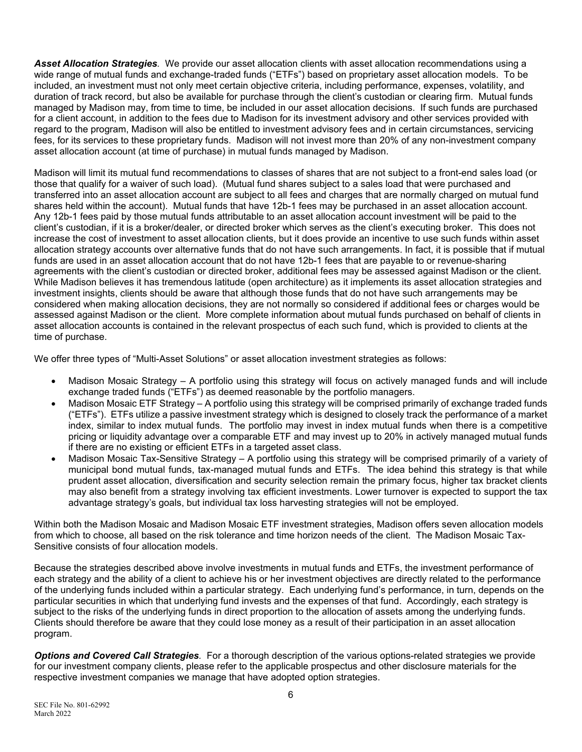***Asset Allocation Strategies***. We provide our asset allocation clients with asset allocation recommendations using a wide range of mutual funds and exchange-traded funds ("ETFs") based on proprietary asset allocation models. To be included, an investment must not only meet certain objective criteria, including performance, expenses, volatility, and duration of track record, but also be available for purchase through the client's custodian or clearing firm. Mutual funds managed by Madison may, from time to time, be included in our asset allocation decisions. If such funds are purchased for a client account, in addition to the fees due to Madison for its investment advisory and other services provided with regard to the program, Madison will also be entitled to investment advisory fees and in certain circumstances, servicing fees, for its services to these proprietary funds. Madison will not invest more than 20% of any non-investment company asset allocation account (at time of purchase) in mutual funds managed by Madison.

Madison will limit its mutual fund recommendations to classes of shares that are not subject to a front-end sales load (or those that qualify for a waiver of such load). (Mutual fund shares subject to a sales load that were purchased and transferred into an asset allocation account are subject to all fees and charges that are normally charged on mutual fund shares held within the account). Mutual funds that have 12b-1 fees may be purchased in an asset allocation account. Any 12b-1 fees paid by those mutual funds attributable to an asset allocation account investment will be paid to the client's custodian, if it is a broker/dealer, or directed broker which serves as the client's executing broker. This does not increase the cost of investment to asset allocation clients, but it does provide an incentive to use such funds within asset allocation strategy accounts over alternative funds that do not have such arrangements. In fact, it is possible that if mutual funds are used in an asset allocation account that do not have 12b-1 fees that are payable to or revenue-sharing agreements with the client's custodian or directed broker, additional fees may be assessed against Madison or the client. While Madison believes it has tremendous latitude (open architecture) as it implements its asset allocation strategies and investment insights, clients should be aware that although those funds that do not have such arrangements may be considered when making allocation decisions, they are not normally so considered if additional fees or charges would be assessed against Madison or the client. More complete information about mutual funds purchased on behalf of clients in asset allocation accounts is contained in the relevant prospectus of each such fund, which is provided to clients at the time of purchase.

We offer three types of "Multi-Asset Solutions" or asset allocation investment strategies as follows:

- Madison Mosaic Strategy – A portfolio using this strategy will focus on actively managed funds and will include exchange traded funds ("ETFs") as deemed reasonable by the portfolio managers.
- Madison Mosaic ETF Strategy – A portfolio using this strategy will be comprised primarily of exchange traded funds ("ETFs"). ETFs utilize a passive investment strategy which is designed to closely track the performance of a market index, similar to index mutual funds. The portfolio may invest in index mutual funds when there is a competitive pricing or liquidity advantage over a comparable ETF and may invest up to 20% in actively managed mutual funds if there are no existing or efficient ETFs in a targeted asset class.
- Madison Mosaic Tax-Sensitive Strategy – A portfolio using this strategy will be comprised primarily of a variety of municipal bond mutual funds, tax-managed mutual funds and ETFs. The idea behind this strategy is that while prudent asset allocation, diversification and security selection remain the primary focus, higher tax bracket clients may also benefit from a strategy involving tax efficient investments. Lower turnover is expected to support the tax advantage strategy's goals, but individual tax loss harvesting strategies will not be employed.

Within both the Madison Mosaic and Madison Mosaic ETF investment strategies, Madison offers seven allocation models from which to choose, all based on the risk tolerance and time horizon needs of the client. The Madison Mosaic Tax-Sensitive consists of four allocation models.

Because the strategies described above involve investments in mutual funds and ETFs, the investment performance of each strategy and the ability of a client to achieve his or her investment objectives are directly related to the performance of the underlying funds included within a particular strategy. Each underlying fund's performance, in turn, depends on the particular securities in which that underlying fund invests and the expenses of that fund. Accordingly, each strategy is subject to the risks of the underlying funds in direct proportion to the allocation of assets among the underlying funds. Clients should therefore be aware that they could lose money as a result of their participation in an asset allocation program.

***Options and Covered Call Strategies***. For a thorough description of the various options-related strategies we provide for our investment company clients, please refer to the applicable prospectus and other disclosure materials for the respective investment companies we manage that have adopted option strategies.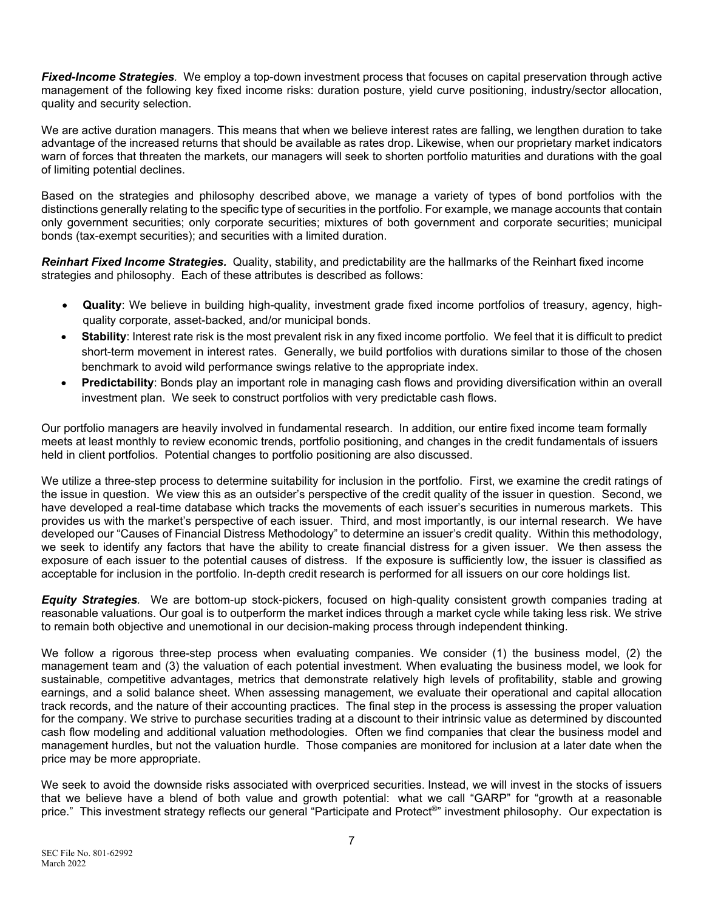***Fixed-Income Strategies**.* We employ a top-down investment process that focuses on capital preservation through active management of the following key fixed income risks: duration posture, yield curve positioning, industry/sector allocation, quality and security selection.

We are active duration managers. This means that when we believe interest rates are falling, we lengthen duration to take advantage of the increased returns that should be available as rates drop. Likewise, when our proprietary market indicators warn of forces that threaten the markets, our managers will seek to shorten portfolio maturities and durations with the goal of limiting potential declines.

Based on the strategies and philosophy described above, we manage a variety of types of bond portfolios with the distinctions generally relating to the specific type of securities in the portfolio. For example, we manage accounts that contain only government securities; only corporate securities; mixtures of both government and corporate securities; municipal bonds (tax-exempt securities); and securities with a limited duration.

***Reinhart Fixed Income Strategies.*** Quality, stability, and predictability are the hallmarks of the Reinhart fixed income strategies and philosophy. Each of these attributes is described as follows:

- **Quality**: We believe in building high-quality, investment grade fixed income portfolios of treasury, agency, high-quality corporate, asset-backed, and/or municipal bonds.
- **Stability**: Interest rate risk is the most prevalent risk in any fixed income portfolio. We feel that it is difficult to predict short-term movement in interest rates. Generally, we build portfolios with durations similar to those of the chosen benchmark to avoid wild performance swings relative to the appropriate index.
- **Predictability**: Bonds play an important role in managing cash flows and providing diversification within an overall investment plan. We seek to construct portfolios with very predictable cash flows.

Our portfolio managers are heavily involved in fundamental research. In addition, our entire fixed income team formally meets at least monthly to review economic trends, portfolio positioning, and changes in the credit fundamentals of issuers held in client portfolios. Potential changes to portfolio positioning are also discussed.

We utilize a three-step process to determine suitability for inclusion in the portfolio. First, we examine the credit ratings of the issue in question. We view this as an outsider's perspective of the credit quality of the issuer in question. Second, we have developed a real-time database which tracks the movements of each issuer's securities in numerous markets. This provides us with the market's perspective of each issuer. Third, and most importantly, is our internal research. We have developed our "Causes of Financial Distress Methodology" to determine an issuer's credit quality. Within this methodology, we seek to identify any factors that have the ability to create financial distress for a given issuer. We then assess the exposure of each issuer to the potential causes of distress. If the exposure is sufficiently low, the issuer is classified as acceptable for inclusion in the portfolio. In-depth credit research is performed for all issuers on our core holdings list.

***Equity Strategies**.* We are bottom-up stock-pickers, focused on high-quality consistent growth companies trading at reasonable valuations. Our goal is to outperform the market indices through a market cycle while taking less risk. We strive to remain both objective and unemotional in our decision-making process through independent thinking.

We follow a rigorous three-step process when evaluating companies. We consider (1) the business model, (2) the management team and (3) the valuation of each potential investment. When evaluating the business model, we look for sustainable, competitive advantages, metrics that demonstrate relatively high levels of profitability, stable and growing earnings, and a solid balance sheet. When assessing management, we evaluate their operational and capital allocation track records, and the nature of their accounting practices. The final step in the process is assessing the proper valuation for the company. We strive to purchase securities trading at a discount to their intrinsic value as determined by discounted cash flow modeling and additional valuation methodologies. Often we find companies that clear the business model and management hurdles, but not the valuation hurdle. Those companies are monitored for inclusion at a later date when the price may be more appropriate.

We seek to avoid the downside risks associated with overpriced securities. Instead, we will invest in the stocks of issuers that we believe have a blend of both value and growth potential: what we call "GARP" for "growth at a reasonable price." This investment strategy reflects our general "Participate and Protect®" investment philosophy. Our expectation is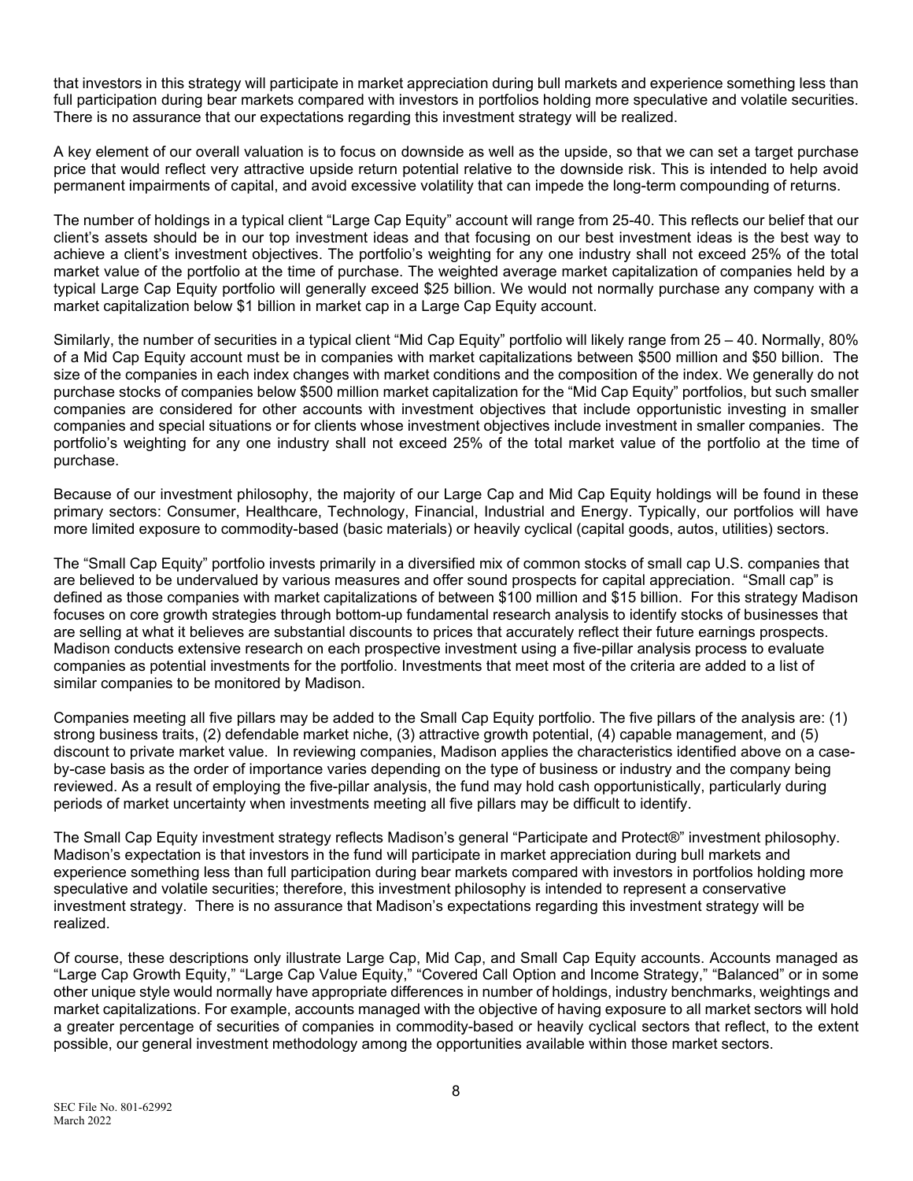that investors in this strategy will participate in market appreciation during bull markets and experience something less than full participation during bear markets compared with investors in portfolios holding more speculative and volatile securities. There is no assurance that our expectations regarding this investment strategy will be realized.

A key element of our overall valuation is to focus on downside as well as the upside, so that we can set a target purchase price that would reflect very attractive upside return potential relative to the downside risk. This is intended to help avoid permanent impairments of capital, and avoid excessive volatility that can impede the long-term compounding of returns.

The number of holdings in a typical client "Large Cap Equity" account will range from 25-40. This reflects our belief that our client's assets should be in our top investment ideas and that focusing on our best investment ideas is the best way to achieve a client's investment objectives. The portfolio's weighting for any one industry shall not exceed 25% of the total market value of the portfolio at the time of purchase. The weighted average market capitalization of companies held by a typical Large Cap Equity portfolio will generally exceed $25 billion. We would not normally purchase any company with a market capitalization below $1 billion in market cap in a Large Cap Equity account.

Similarly, the number of securities in a typical client "Mid Cap Equity" portfolio will likely range from 25 – 40. Normally, 80% of a Mid Cap Equity account must be in companies with market capitalizations between $500 million and $50 billion. The size of the companies in each index changes with market conditions and the composition of the index. We generally do not purchase stocks of companies below $500 million market capitalization for the "Mid Cap Equity" portfolios, but such smaller companies are considered for other accounts with investment objectives that include opportunistic investing in smaller companies and special situations or for clients whose investment objectives include investment in smaller companies. The portfolio's weighting for any one industry shall not exceed 25% of the total market value of the portfolio at the time of purchase.

Because of our investment philosophy, the majority of our Large Cap and Mid Cap Equity holdings will be found in these primary sectors: Consumer, Healthcare, Technology, Financial, Industrial and Energy. Typically, our portfolios will have more limited exposure to commodity-based (basic materials) or heavily cyclical (capital goods, autos, utilities) sectors.

The "Small Cap Equity" portfolio invests primarily in a diversified mix of common stocks of small cap U.S. companies that are believed to be undervalued by various measures and offer sound prospects for capital appreciation. "Small cap" is defined as those companies with market capitalizations of between $100 million and $15 billion. For this strategy Madison focuses on core growth strategies through bottom-up fundamental research analysis to identify stocks of businesses that are selling at what it believes are substantial discounts to prices that accurately reflect their future earnings prospects. Madison conducts extensive research on each prospective investment using a five-pillar analysis process to evaluate companies as potential investments for the portfolio. Investments that meet most of the criteria are added to a list of similar companies to be monitored by Madison.

Companies meeting all five pillars may be added to the Small Cap Equity portfolio. The five pillars of the analysis are: (1) strong business traits, (2) defendable market niche, (3) attractive growth potential, (4) capable management, and (5) discount to private market value. In reviewing companies, Madison applies the characteristics identified above on a case-by-case basis as the order of importance varies depending on the type of business or industry and the company being reviewed. As a result of employing the five-pillar analysis, the fund may hold cash opportunistically, particularly during periods of market uncertainty when investments meeting all five pillars may be difficult to identify.

The Small Cap Equity investment strategy reflects Madison's general "Participate and Protect®" investment philosophy. Madison's expectation is that investors in the fund will participate in market appreciation during bull markets and experience something less than full participation during bear markets compared with investors in portfolios holding more speculative and volatile securities; therefore, this investment philosophy is intended to represent a conservative investment strategy. There is no assurance that Madison's expectations regarding this investment strategy will be realized.

Of course, these descriptions only illustrate Large Cap, Mid Cap, and Small Cap Equity accounts. Accounts managed as "Large Cap Growth Equity," "Large Cap Value Equity," "Covered Call Option and Income Strategy," "Balanced" or in some other unique style would normally have appropriate differences in number of holdings, industry benchmarks, weightings and market capitalizations. For example, accounts managed with the objective of having exposure to all market sectors will hold a greater percentage of securities of companies in commodity-based or heavily cyclical sectors that reflect, to the extent possible, our general investment methodology among the opportunities available within those market sectors.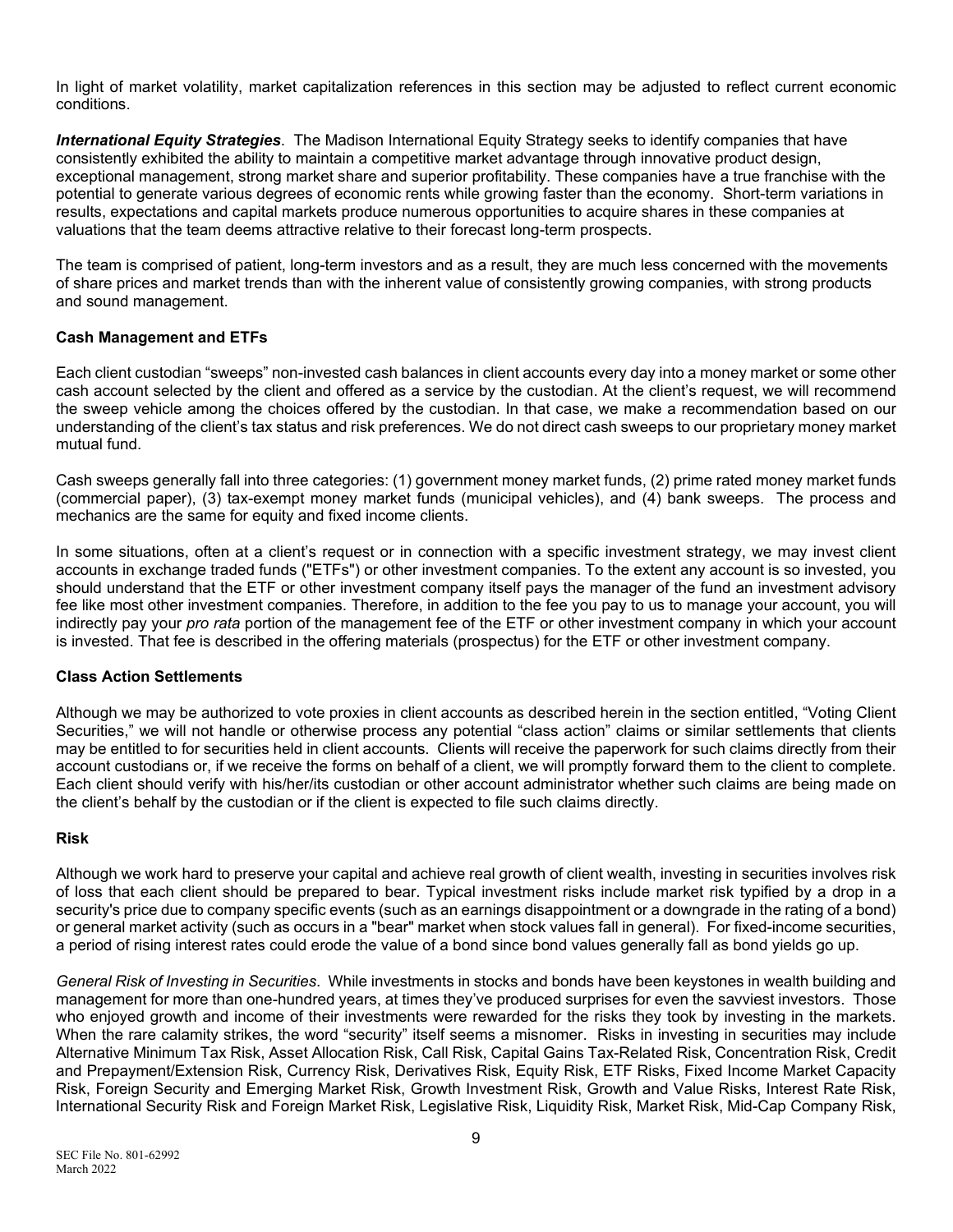In light of market volatility, market capitalization references in this section may be adjusted to reflect current economic conditions.

***International Equity Strategies***. The Madison International Equity Strategy seeks to identify companies that have consistently exhibited the ability to maintain a competitive market advantage through innovative product design, exceptional management, strong market share and superior profitability. These companies have a true franchise with the potential to generate various degrees of economic rents while growing faster than the economy. Short-term variations in results, expectations and capital markets produce numerous opportunities to acquire shares in these companies at valuations that the team deems attractive relative to their forecast long-term prospects.

The team is comprised of patient, long-term investors and as a result, they are much less concerned with the movements of share prices and market trends than with the inherent value of consistently growing companies, with strong products and sound management.

**Cash Management and ETFs**

Each client custodian "sweeps" non-invested cash balances in client accounts every day into a money market or some other cash account selected by the client and offered as a service by the custodian. At the client's request, we will recommend the sweep vehicle among the choices offered by the custodian. In that case, we make a recommendation based on our understanding of the client's tax status and risk preferences. We do not direct cash sweeps to our proprietary money market mutual fund.

Cash sweeps generally fall into three categories: (1) government money market funds, (2) prime rated money market funds (commercial paper), (3) tax-exempt money market funds (municipal vehicles), and (4) bank sweeps. The process and mechanics are the same for equity and fixed income clients.

In some situations, often at a client's request or in connection with a specific investment strategy, we may invest client accounts in exchange traded funds ("ETFs") or other investment companies. To the extent any account is so invested, you should understand that the ETF or other investment company itself pays the manager of the fund an investment advisory fee like most other investment companies. Therefore, in addition to the fee you pay to us to manage your account, you will indirectly pay your *pro rata* portion of the management fee of the ETF or other investment company in which your account is invested. That fee is described in the offering materials (prospectus) for the ETF or other investment company.

**Class Action Settlements**

Although we may be authorized to vote proxies in client accounts as described herein in the section entitled, "Voting Client Securities," we will not handle or otherwise process any potential "class action" claims or similar settlements that clients may be entitled to for securities held in client accounts. Clients will receive the paperwork for such claims directly from their account custodians or, if we receive the forms on behalf of a client, we will promptly forward them to the client to complete. Each client should verify with his/her/its custodian or other account administrator whether such claims are being made on the client's behalf by the custodian or if the client is expected to file such claims directly.

**Risk**

Although we work hard to preserve your capital and achieve real growth of client wealth, investing in securities involves risk of loss that each client should be prepared to bear. Typical investment risks include market risk typified by a drop in a security's price due to company specific events (such as an earnings disappointment or a downgrade in the rating of a bond) or general market activity (such as occurs in a "bear" market when stock values fall in general). For fixed-income securities, a period of rising interest rates could erode the value of a bond since bond values generally fall as bond yields go up.

*General Risk of Investing in Securities*. While investments in stocks and bonds have been keystones in wealth building and management for more than one-hundred years, at times they've produced surprises for even the savviest investors. Those who enjoyed growth and income of their investments were rewarded for the risks they took by investing in the markets. When the rare calamity strikes, the word "security" itself seems a misnomer. Risks in investing in securities may include Alternative Minimum Tax Risk, Asset Allocation Risk, Call Risk, Capital Gains Tax-Related Risk, Concentration Risk, Credit and Prepayment/Extension Risk, Currency Risk, Derivatives Risk, Equity Risk, ETF Risks, Fixed Income Market Capacity Risk, Foreign Security and Emerging Market Risk, Growth Investment Risk, Growth and Value Risks, Interest Rate Risk, International Security Risk and Foreign Market Risk, Legislative Risk, Liquidity Risk, Market Risk, Mid-Cap Company Risk,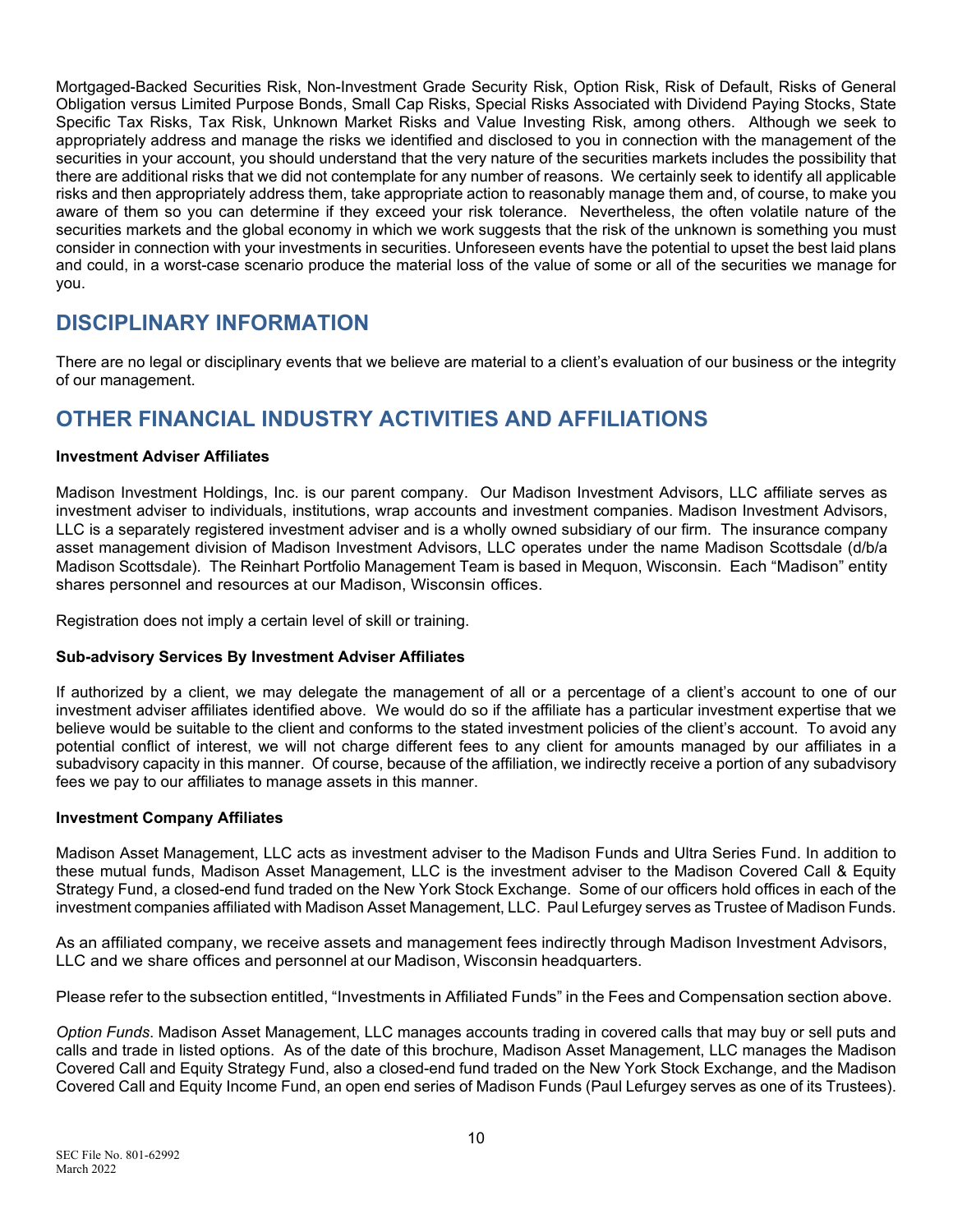Mortgaged-Backed Securities Risk, Non-Investment Grade Security Risk, Option Risk, Risk of Default, Risks of General Obligation versus Limited Purpose Bonds, Small Cap Risks, Special Risks Associated with Dividend Paying Stocks, State Specific Tax Risks, Tax Risk, Unknown Market Risks and Value Investing Risk, among others. Although we seek to appropriately address and manage the risks we identified and disclosed to you in connection with the management of the securities in your account, you should understand that the very nature of the securities markets includes the possibility that there are additional risks that we did not contemplate for any number of reasons. We certainly seek to identify all applicable risks and then appropriately address them, take appropriate action to reasonably manage them and, of course, to make you aware of them so you can determine if they exceed your risk tolerance. Nevertheless, the often volatile nature of the securities markets and the global economy in which we work suggests that the risk of the unknown is something you must consider in connection with your investments in securities. Unforeseen events have the potential to upset the best laid plans and could, in a worst-case scenario produce the material loss of the value of some or all of the securities we manage for you.

## DISCIPLINARY INFORMATION

There are no legal or disciplinary events that we believe are material to a client's evaluation of our business or the integrity of our management.

## OTHER FINANCIAL INDUSTRY ACTIVITIES AND AFFILIATIONS

**Investment Adviser Affiliates**

Madison Investment Holdings, Inc. is our parent company. Our Madison Investment Advisors, LLC affiliate serves as investment adviser to individuals, institutions, wrap accounts and investment companies. Madison Investment Advisors, LLC is a separately registered investment adviser and is a wholly owned subsidiary of our firm. The insurance company asset management division of Madison Investment Advisors, LLC operates under the name Madison Scottsdale (d/b/a Madison Scottsdale). The Reinhart Portfolio Management Team is based in Mequon, Wisconsin. Each "Madison" entity shares personnel and resources at our Madison, Wisconsin offices.

Registration does not imply a certain level of skill or training.

**Sub-advisory Services By Investment Adviser Affiliates**

If authorized by a client, we may delegate the management of all or a percentage of a client's account to one of our investment adviser affiliates identified above. We would do so if the affiliate has a particular investment expertise that we believe would be suitable to the client and conforms to the stated investment policies of the client's account. To avoid any potential conflict of interest, we will not charge different fees to any client for amounts managed by our affiliates in a subadvisory capacity in this manner. Of course, because of the affiliation, we indirectly receive a portion of any subadvisory fees we pay to our affiliates to manage assets in this manner.

**Investment Company Affiliates**

Madison Asset Management, LLC acts as investment adviser to the Madison Funds and Ultra Series Fund. In addition to these mutual funds, Madison Asset Management, LLC is the investment adviser to the Madison Covered Call & Equity Strategy Fund, a closed-end fund traded on the New York Stock Exchange. Some of our officers hold offices in each of the investment companies affiliated with Madison Asset Management, LLC. Paul Lefurgey serves as Trustee of Madison Funds.

As an affiliated company, we receive assets and management fees indirectly through Madison Investment Advisors, LLC and we share offices and personnel at our Madison, Wisconsin headquarters.

Please refer to the subsection entitled, "Investments in Affiliated Funds" in the Fees and Compensation section above.

*Option Funds*. Madison Asset Management, LLC manages accounts trading in covered calls that may buy or sell puts and calls and trade in listed options. As of the date of this brochure, Madison Asset Management, LLC manages the Madison Covered Call and Equity Strategy Fund, also a closed-end fund traded on the New York Stock Exchange, and the Madison Covered Call and Equity Income Fund, an open end series of Madison Funds (Paul Lefurgey serves as one of its Trustees).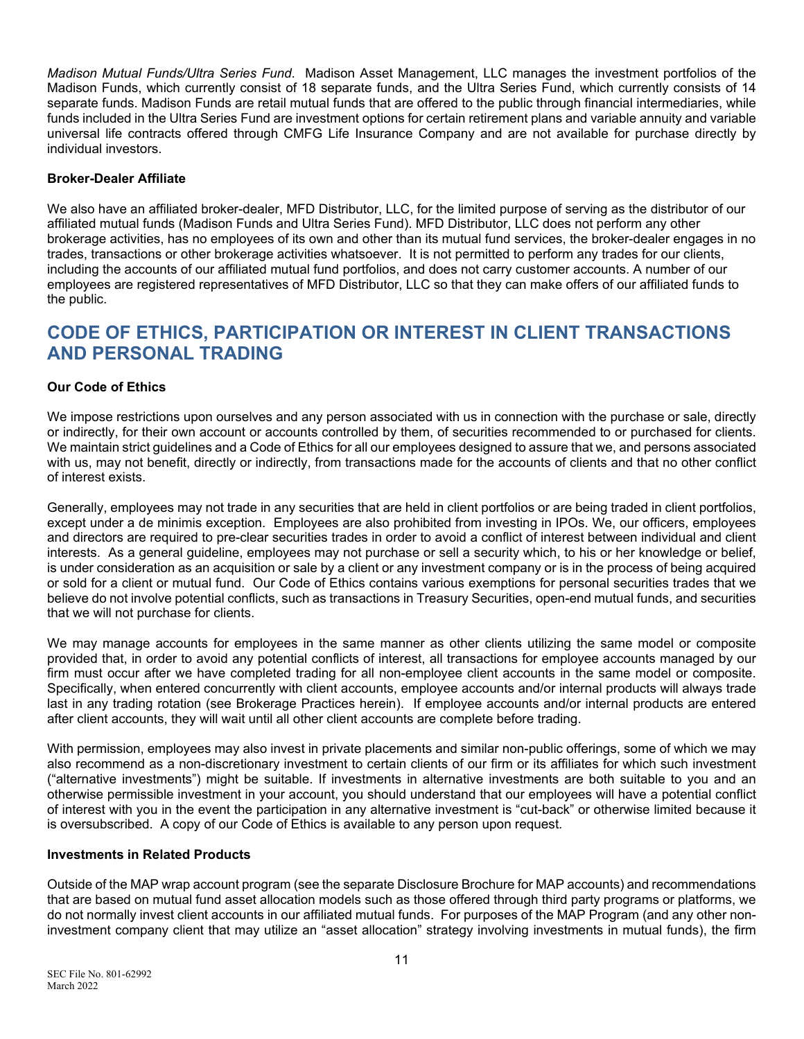*Madison Mutual Funds/Ultra Series Fund*. Madison Asset Management, LLC manages the investment portfolios of the Madison Funds, which currently consist of 18 separate funds, and the Ultra Series Fund, which currently consists of 14 separate funds. Madison Funds are retail mutual funds that are offered to the public through financial intermediaries, while funds included in the Ultra Series Fund are investment options for certain retirement plans and variable annuity and variable universal life contracts offered through CMFG Life Insurance Company and are not available for purchase directly by individual investors.

**Broker-Dealer Affiliate**

We also have an affiliated broker-dealer, MFD Distributor, LLC, for the limited purpose of serving as the distributor of our affiliated mutual funds (Madison Funds and Ultra Series Fund). MFD Distributor, LLC does not perform any other brokerage activities, has no employees of its own and other than its mutual fund services, the broker-dealer engages in no trades, transactions or other brokerage activities whatsoever. It is not permitted to perform any trades for our clients, including the accounts of our affiliated mutual fund portfolios, and does not carry customer accounts. A number of our employees are registered representatives of MFD Distributor, LLC so that they can make offers of our affiliated funds to the public.

## CODE OF ETHICS, PARTICIPATION OR INTEREST IN CLIENT TRANSACTIONS AND PERSONAL TRADING

**Our Code of Ethics**

We impose restrictions upon ourselves and any person associated with us in connection with the purchase or sale, directly or indirectly, for their own account or accounts controlled by them, of securities recommended to or purchased for clients. We maintain strict guidelines and a Code of Ethics for all our employees designed to assure that we, and persons associated with us, may not benefit, directly or indirectly, from transactions made for the accounts of clients and that no other conflict of interest exists.

Generally, employees may not trade in any securities that are held in client portfolios or are being traded in client portfolios, except under a de minimis exception. Employees are also prohibited from investing in IPOs. We, our officers, employees and directors are required to pre-clear securities trades in order to avoid a conflict of interest between individual and client interests. As a general guideline, employees may not purchase or sell a security which, to his or her knowledge or belief, is under consideration as an acquisition or sale by a client or any investment company or is in the process of being acquired or sold for a client or mutual fund. Our Code of Ethics contains various exemptions for personal securities trades that we believe do not involve potential conflicts, such as transactions in Treasury Securities, open-end mutual funds, and securities that we will not purchase for clients.

We may manage accounts for employees in the same manner as other clients utilizing the same model or composite provided that, in order to avoid any potential conflicts of interest, all transactions for employee accounts managed by our firm must occur after we have completed trading for all non-employee client accounts in the same model or composite. Specifically, when entered concurrently with client accounts, employee accounts and/or internal products will always trade last in any trading rotation (see Brokerage Practices herein). If employee accounts and/or internal products are entered after client accounts, they will wait until all other client accounts are complete before trading.

With permission, employees may also invest in private placements and similar non-public offerings, some of which we may also recommend as a non-discretionary investment to certain clients of our firm or its affiliates for which such investment ("alternative investments") might be suitable. If investments in alternative investments are both suitable to you and an otherwise permissible investment in your account, you should understand that our employees will have a potential conflict of interest with you in the event the participation in any alternative investment is "cut-back" or otherwise limited because it is oversubscribed. A copy of our Code of Ethics is available to any person upon request.

**Investments in Related Products**

Outside of the MAP wrap account program (see the separate Disclosure Brochure for MAP accounts) and recommendations that are based on mutual fund asset allocation models such as those offered through third party programs or platforms, we do not normally invest client accounts in our affiliated mutual funds. For purposes of the MAP Program (and any other non-investment company client that may utilize an "asset allocation" strategy involving investments in mutual funds), the firm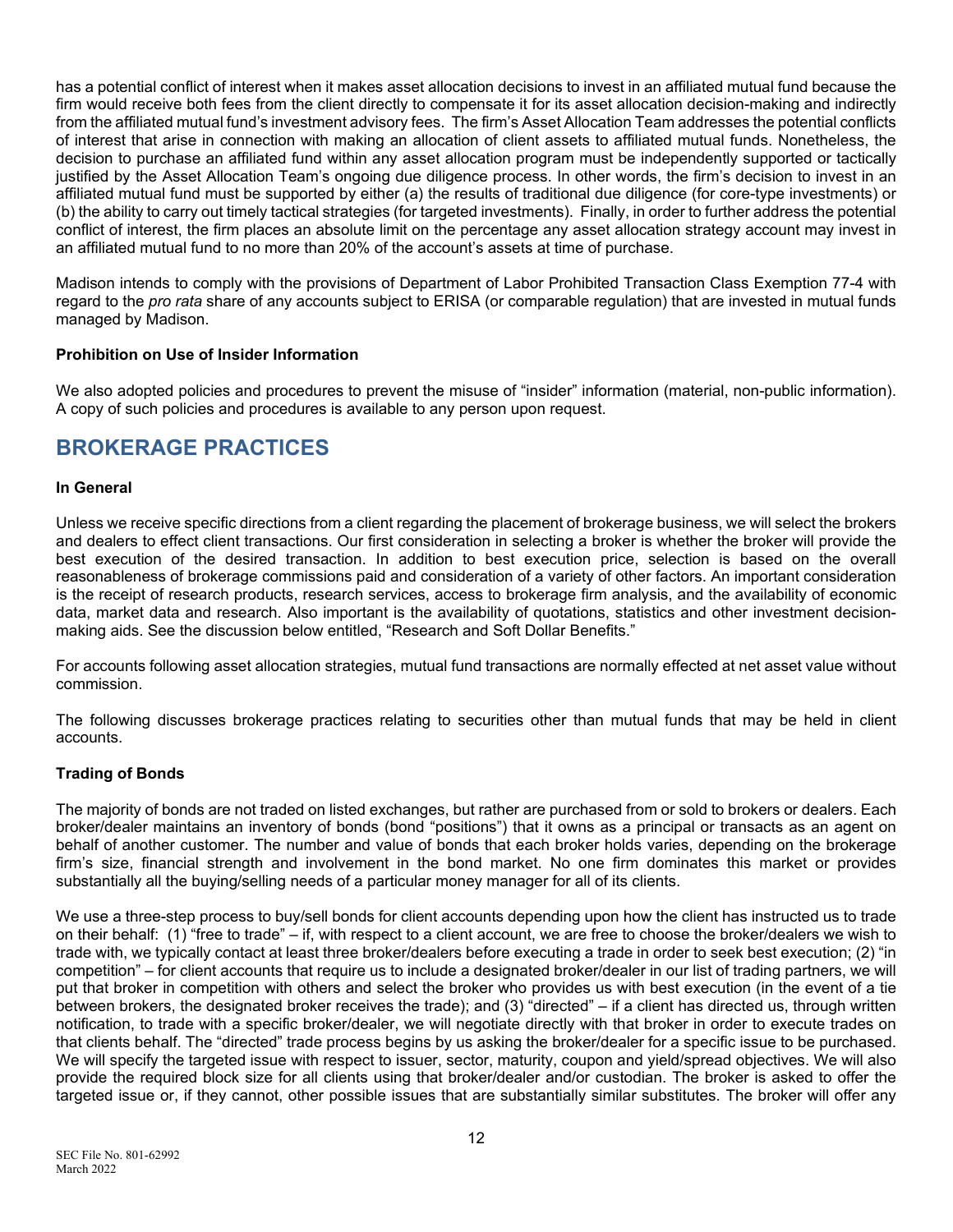has a potential conflict of interest when it makes asset allocation decisions to invest in an affiliated mutual fund because the firm would receive both fees from the client directly to compensate it for its asset allocation decision-making and indirectly from the affiliated mutual fund's investment advisory fees. The firm's Asset Allocation Team addresses the potential conflicts of interest that arise in connection with making an allocation of client assets to affiliated mutual funds. Nonetheless, the decision to purchase an affiliated fund within any asset allocation program must be independently supported or tactically justified by the Asset Allocation Team's ongoing due diligence process. In other words, the firm's decision to invest in an affiliated mutual fund must be supported by either (a) the results of traditional due diligence (for core-type investments) or (b) the ability to carry out timely tactical strategies (for targeted investments). Finally, in order to further address the potential conflict of interest, the firm places an absolute limit on the percentage any asset allocation strategy account may invest in an affiliated mutual fund to no more than 20% of the account's assets at time of purchase.

Madison intends to comply with the provisions of Department of Labor Prohibited Transaction Class Exemption 77-4 with regard to the *pro rata* share of any accounts subject to ERISA (or comparable regulation) that are invested in mutual funds managed by Madison.

**Prohibition on Use of Insider Information**

We also adopted policies and procedures to prevent the misuse of "insider" information (material, non-public information). A copy of such policies and procedures is available to any person upon request.

# BROKERAGE PRACTICES

**In General**

Unless we receive specific directions from a client regarding the placement of brokerage business, we will select the brokers and dealers to effect client transactions. Our first consideration in selecting a broker is whether the broker will provide the best execution of the desired transaction. In addition to best execution price, selection is based on the overall reasonableness of brokerage commissions paid and consideration of a variety of other factors. An important consideration is the receipt of research products, research services, access to brokerage firm analysis, and the availability of economic data, market data and research. Also important is the availability of quotations, statistics and other investment decision-making aids. See the discussion below entitled, "Research and Soft Dollar Benefits."

For accounts following asset allocation strategies, mutual fund transactions are normally effected at net asset value without commission.

The following discusses brokerage practices relating to securities other than mutual funds that may be held in client accounts.

**Trading of Bonds**

The majority of bonds are not traded on listed exchanges, but rather are purchased from or sold to brokers or dealers. Each broker/dealer maintains an inventory of bonds (bond "positions") that it owns as a principal or transacts as an agent on behalf of another customer. The number and value of bonds that each broker holds varies, depending on the brokerage firm's size, financial strength and involvement in the bond market. No one firm dominates this market or provides substantially all the buying/selling needs of a particular money manager for all of its clients.

We use a three-step process to buy/sell bonds for client accounts depending upon how the client has instructed us to trade on their behalf: (1) "free to trade" – if, with respect to a client account, we are free to choose the broker/dealers we wish to trade with, we typically contact at least three broker/dealers before executing a trade in order to seek best execution; (2) "in competition" – for client accounts that require us to include a designated broker/dealer in our list of trading partners, we will put that broker in competition with others and select the broker who provides us with best execution (in the event of a tie between brokers, the designated broker receives the trade); and (3) "directed" – if a client has directed us, through written notification, to trade with a specific broker/dealer, we will negotiate directly with that broker in order to execute trades on that clients behalf. The "directed" trade process begins by us asking the broker/dealer for a specific issue to be purchased. We will specify the targeted issue with respect to issuer, sector, maturity, coupon and yield/spread objectives. We will also provide the required block size for all clients using that broker/dealer and/or custodian. The broker is asked to offer the targeted issue or, if they cannot, other possible issues that are substantially similar substitutes. The broker will offer any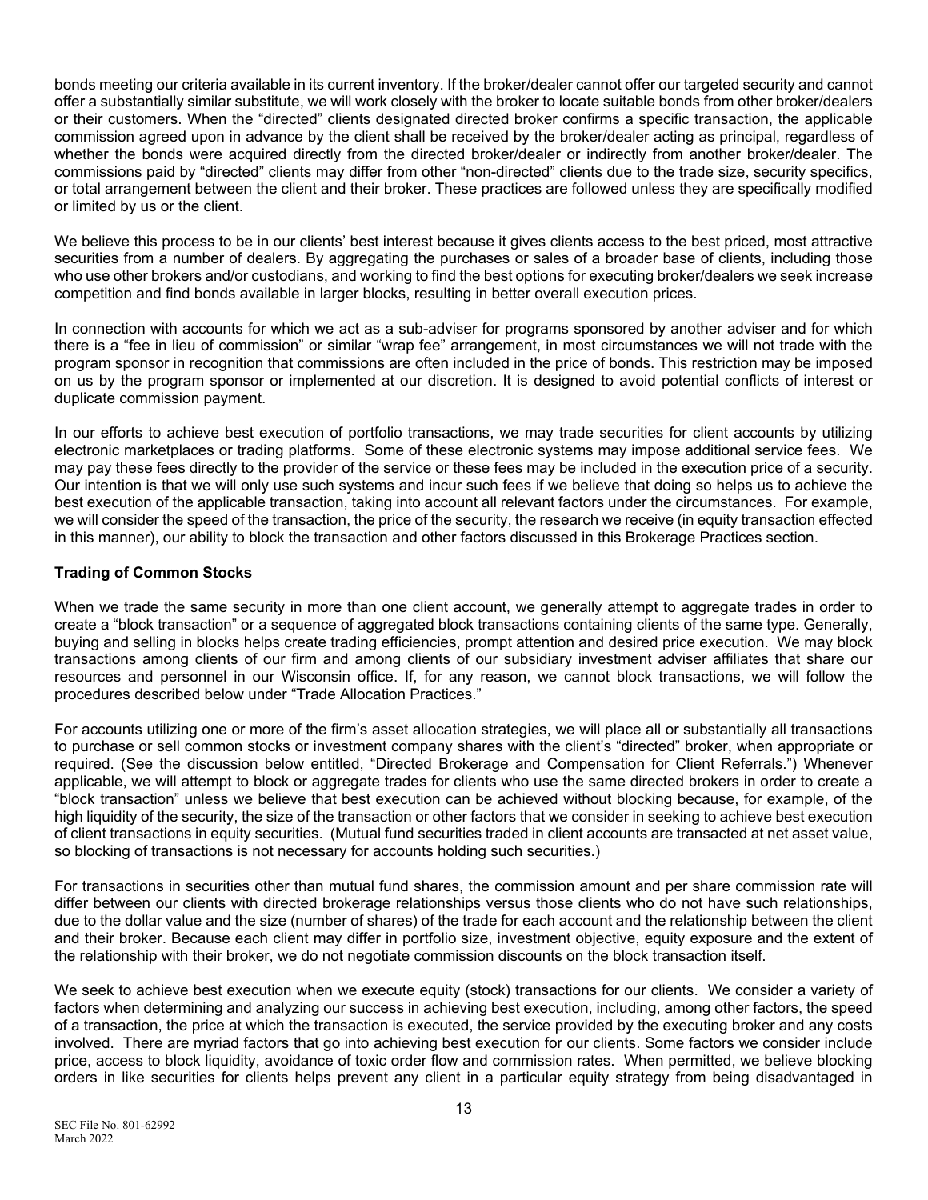bonds meeting our criteria available in its current inventory. If the broker/dealer cannot offer our targeted security and cannot offer a substantially similar substitute, we will work closely with the broker to locate suitable bonds from other broker/dealers or their customers. When the "directed" clients designated directed broker confirms a specific transaction, the applicable commission agreed upon in advance by the client shall be received by the broker/dealer acting as principal, regardless of whether the bonds were acquired directly from the directed broker/dealer or indirectly from another broker/dealer. The commissions paid by "directed" clients may differ from other "non-directed" clients due to the trade size, security specifics, or total arrangement between the client and their broker. These practices are followed unless they are specifically modified or limited by us or the client.

We believe this process to be in our clients' best interest because it gives clients access to the best priced, most attractive securities from a number of dealers. By aggregating the purchases or sales of a broader base of clients, including those who use other brokers and/or custodians, and working to find the best options for executing broker/dealers we seek increase competition and find bonds available in larger blocks, resulting in better overall execution prices.

In connection with accounts for which we act as a sub-adviser for programs sponsored by another adviser and for which there is a "fee in lieu of commission" or similar "wrap fee" arrangement, in most circumstances we will not trade with the program sponsor in recognition that commissions are often included in the price of bonds. This restriction may be imposed on us by the program sponsor or implemented at our discretion. It is designed to avoid potential conflicts of interest or duplicate commission payment.

In our efforts to achieve best execution of portfolio transactions, we may trade securities for client accounts by utilizing electronic marketplaces or trading platforms. Some of these electronic systems may impose additional service fees. We may pay these fees directly to the provider of the service or these fees may be included in the execution price of a security. Our intention is that we will only use such systems and incur such fees if we believe that doing so helps us to achieve the best execution of the applicable transaction, taking into account all relevant factors under the circumstances. For example, we will consider the speed of the transaction, the price of the security, the research we receive (in equity transaction effected in this manner), our ability to block the transaction and other factors discussed in this Brokerage Practices section.

**Trading of Common Stocks**

When we trade the same security in more than one client account, we generally attempt to aggregate trades in order to create a "block transaction" or a sequence of aggregated block transactions containing clients of the same type. Generally, buying and selling in blocks helps create trading efficiencies, prompt attention and desired price execution. We may block transactions among clients of our firm and among clients of our subsidiary investment adviser affiliates that share our resources and personnel in our Wisconsin office. If, for any reason, we cannot block transactions, we will follow the procedures described below under "Trade Allocation Practices."

For accounts utilizing one or more of the firm's asset allocation strategies, we will place all or substantially all transactions to purchase or sell common stocks or investment company shares with the client's "directed" broker, when appropriate or required. (See the discussion below entitled, "Directed Brokerage and Compensation for Client Referrals.") Whenever applicable, we will attempt to block or aggregate trades for clients who use the same directed brokers in order to create a "block transaction" unless we believe that best execution can be achieved without blocking because, for example, of the high liquidity of the security, the size of the transaction or other factors that we consider in seeking to achieve best execution of client transactions in equity securities. (Mutual fund securities traded in client accounts are transacted at net asset value, so blocking of transactions is not necessary for accounts holding such securities.)

For transactions in securities other than mutual fund shares, the commission amount and per share commission rate will differ between our clients with directed brokerage relationships versus those clients who do not have such relationships, due to the dollar value and the size (number of shares) of the trade for each account and the relationship between the client and their broker. Because each client may differ in portfolio size, investment objective, equity exposure and the extent of the relationship with their broker, we do not negotiate commission discounts on the block transaction itself.

We seek to achieve best execution when we execute equity (stock) transactions for our clients. We consider a variety of factors when determining and analyzing our success in achieving best execution, including, among other factors, the speed of a transaction, the price at which the transaction is executed, the service provided by the executing broker and any costs involved. There are myriad factors that go into achieving best execution for our clients. Some factors we consider include price, access to block liquidity, avoidance of toxic order flow and commission rates. When permitted, we believe blocking orders in like securities for clients helps prevent any client in a particular equity strategy from being disadvantaged in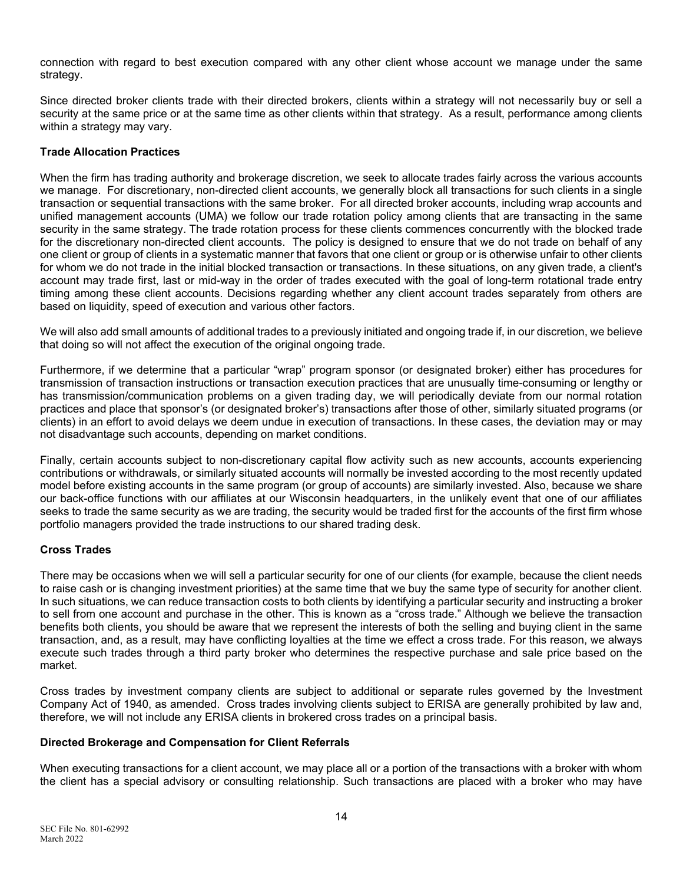connection with regard to best execution compared with any other client whose account we manage under the same strategy.

Since directed broker clients trade with their directed brokers, clients within a strategy will not necessarily buy or sell a security at the same price or at the same time as other clients within that strategy. As a result, performance among clients within a strategy may vary.

**Trade Allocation Practices**

When the firm has trading authority and brokerage discretion, we seek to allocate trades fairly across the various accounts we manage. For discretionary, non-directed client accounts, we generally block all transactions for such clients in a single transaction or sequential transactions with the same broker. For all directed broker accounts, including wrap accounts and unified management accounts (UMA) we follow our trade rotation policy among clients that are transacting in the same security in the same strategy. The trade rotation process for these clients commences concurrently with the blocked trade for the discretionary non-directed client accounts. The policy is designed to ensure that we do not trade on behalf of any one client or group of clients in a systematic manner that favors that one client or group or is otherwise unfair to other clients for whom we do not trade in the initial blocked transaction or transactions. In these situations, on any given trade, a client's account may trade first, last or mid-way in the order of trades executed with the goal of long-term rotational trade entry timing among these client accounts. Decisions regarding whether any client account trades separately from others are based on liquidity, speed of execution and various other factors.

We will also add small amounts of additional trades to a previously initiated and ongoing trade if, in our discretion, we believe that doing so will not affect the execution of the original ongoing trade.

Furthermore, if we determine that a particular "wrap" program sponsor (or designated broker) either has procedures for transmission of transaction instructions or transaction execution practices that are unusually time-consuming or lengthy or has transmission/communication problems on a given trading day, we will periodically deviate from our normal rotation practices and place that sponsor's (or designated broker's) transactions after those of other, similarly situated programs (or clients) in an effort to avoid delays we deem undue in execution of transactions. In these cases, the deviation may or may not disadvantage such accounts, depending on market conditions.

Finally, certain accounts subject to non-discretionary capital flow activity such as new accounts, accounts experiencing contributions or withdrawals, or similarly situated accounts will normally be invested according to the most recently updated model before existing accounts in the same program (or group of accounts) are similarly invested. Also, because we share our back-office functions with our affiliates at our Wisconsin headquarters, in the unlikely event that one of our affiliates seeks to trade the same security as we are trading, the security would be traded first for the accounts of the first firm whose portfolio managers provided the trade instructions to our shared trading desk.

**Cross Trades**

There may be occasions when we will sell a particular security for one of our clients (for example, because the client needs to raise cash or is changing investment priorities) at the same time that we buy the same type of security for another client. In such situations, we can reduce transaction costs to both clients by identifying a particular security and instructing a broker to sell from one account and purchase in the other. This is known as a "cross trade." Although we believe the transaction benefits both clients, you should be aware that we represent the interests of both the selling and buying client in the same transaction, and, as a result, may have conflicting loyalties at the time we effect a cross trade. For this reason, we always execute such trades through a third party broker who determines the respective purchase and sale price based on the market.

Cross trades by investment company clients are subject to additional or separate rules governed by the Investment Company Act of 1940, as amended. Cross trades involving clients subject to ERISA are generally prohibited by law and, therefore, we will not include any ERISA clients in brokered cross trades on a principal basis.

**Directed Brokerage and Compensation for Client Referrals**

When executing transactions for a client account, we may place all or a portion of the transactions with a broker with whom the client has a special advisory or consulting relationship. Such transactions are placed with a broker who may have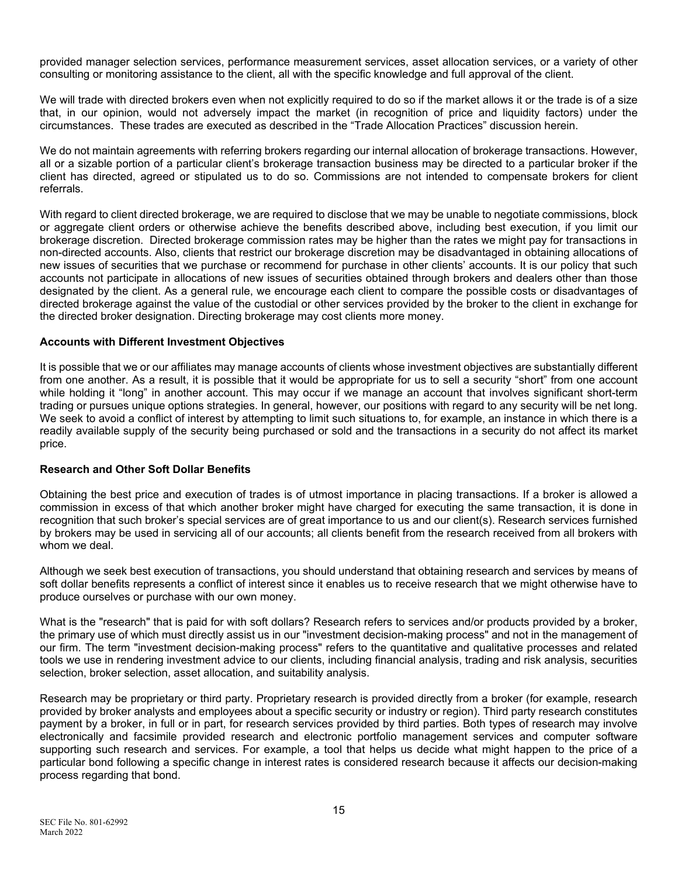provided manager selection services, performance measurement services, asset allocation services, or a variety of other consulting or monitoring assistance to the client, all with the specific knowledge and full approval of the client.

We will trade with directed brokers even when not explicitly required to do so if the market allows it or the trade is of a size that, in our opinion, would not adversely impact the market (in recognition of price and liquidity factors) under the circumstances. These trades are executed as described in the "Trade Allocation Practices" discussion herein.

We do not maintain agreements with referring brokers regarding our internal allocation of brokerage transactions. However, all or a sizable portion of a particular client's brokerage transaction business may be directed to a particular broker if the client has directed, agreed or stipulated us to do so. Commissions are not intended to compensate brokers for client referrals.

With regard to client directed brokerage, we are required to disclose that we may be unable to negotiate commissions, block or aggregate client orders or otherwise achieve the benefits described above, including best execution, if you limit our brokerage discretion. Directed brokerage commission rates may be higher than the rates we might pay for transactions in non-directed accounts. Also, clients that restrict our brokerage discretion may be disadvantaged in obtaining allocations of new issues of securities that we purchase or recommend for purchase in other clients' accounts. It is our policy that such accounts not participate in allocations of new issues of securities obtained through brokers and dealers other than those designated by the client. As a general rule, we encourage each client to compare the possible costs or disadvantages of directed brokerage against the value of the custodial or other services provided by the broker to the client in exchange for the directed broker designation. Directing brokerage may cost clients more money.

**Accounts with Different Investment Objectives**

It is possible that we or our affiliates may manage accounts of clients whose investment objectives are substantially different from one another. As a result, it is possible that it would be appropriate for us to sell a security "short" from one account while holding it "long" in another account. This may occur if we manage an account that involves significant short-term trading or pursues unique options strategies. In general, however, our positions with regard to any security will be net long. We seek to avoid a conflict of interest by attempting to limit such situations to, for example, an instance in which there is a readily available supply of the security being purchased or sold and the transactions in a security do not affect its market price.

**Research and Other Soft Dollar Benefits**

Obtaining the best price and execution of trades is of utmost importance in placing transactions. If a broker is allowed a commission in excess of that which another broker might have charged for executing the same transaction, it is done in recognition that such broker's special services are of great importance to us and our client(s). Research services furnished by brokers may be used in servicing all of our accounts; all clients benefit from the research received from all brokers with whom we deal.

Although we seek best execution of transactions, you should understand that obtaining research and services by means of soft dollar benefits represents a conflict of interest since it enables us to receive research that we might otherwise have to produce ourselves or purchase with our own money.

What is the "research" that is paid for with soft dollars? Research refers to services and/or products provided by a broker, the primary use of which must directly assist us in our "investment decision-making process" and not in the management of our firm. The term "investment decision-making process" refers to the quantitative and qualitative processes and related tools we use in rendering investment advice to our clients, including financial analysis, trading and risk analysis, securities selection, broker selection, asset allocation, and suitability analysis.

Research may be proprietary or third party. Proprietary research is provided directly from a broker (for example, research provided by broker analysts and employees about a specific security or industry or region). Third party research constitutes payment by a broker, in full or in part, for research services provided by third parties. Both types of research may involve electronically and facsimile provided research and electronic portfolio management services and computer software supporting such research and services. For example, a tool that helps us decide what might happen to the price of a particular bond following a specific change in interest rates is considered research because it affects our decision-making process regarding that bond.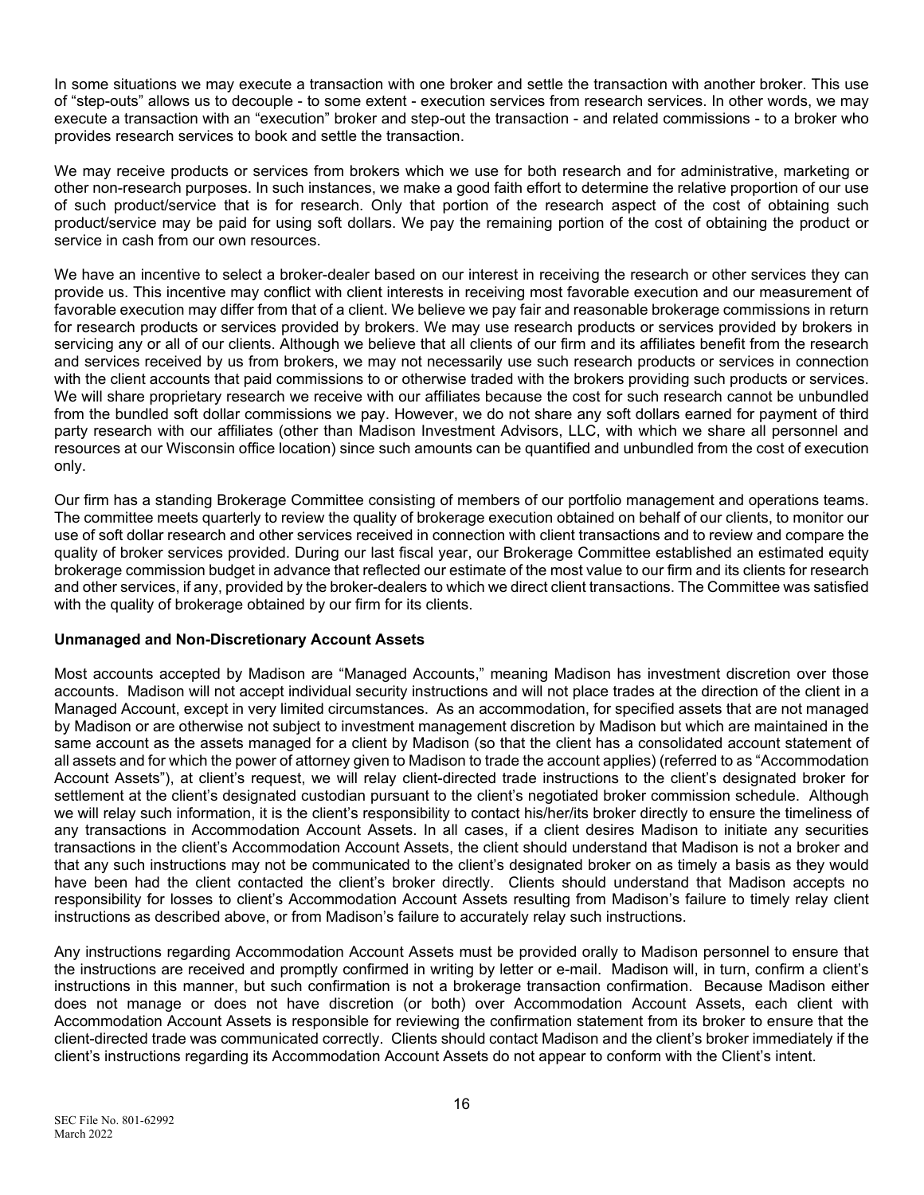In some situations we may execute a transaction with one broker and settle the transaction with another broker. This use of "step-outs" allows us to decouple - to some extent - execution services from research services. In other words, we may execute a transaction with an "execution" broker and step-out the transaction - and related commissions - to a broker who provides research services to book and settle the transaction.

We may receive products or services from brokers which we use for both research and for administrative, marketing or other non-research purposes. In such instances, we make a good faith effort to determine the relative proportion of our use of such product/service that is for research. Only that portion of the research aspect of the cost of obtaining such product/service may be paid for using soft dollars. We pay the remaining portion of the cost of obtaining the product or service in cash from our own resources.

We have an incentive to select a broker-dealer based on our interest in receiving the research or other services they can provide us. This incentive may conflict with client interests in receiving most favorable execution and our measurement of favorable execution may differ from that of a client. We believe we pay fair and reasonable brokerage commissions in return for research products or services provided by brokers. We may use research products or services provided by brokers in servicing any or all of our clients. Although we believe that all clients of our firm and its affiliates benefit from the research and services received by us from brokers, we may not necessarily use such research products or services in connection with the client accounts that paid commissions to or otherwise traded with the brokers providing such products or services. We will share proprietary research we receive with our affiliates because the cost for such research cannot be unbundled from the bundled soft dollar commissions we pay. However, we do not share any soft dollars earned for payment of third party research with our affiliates (other than Madison Investment Advisors, LLC, with which we share all personnel and resources at our Wisconsin office location) since such amounts can be quantified and unbundled from the cost of execution only.

Our firm has a standing Brokerage Committee consisting of members of our portfolio management and operations teams. The committee meets quarterly to review the quality of brokerage execution obtained on behalf of our clients, to monitor our use of soft dollar research and other services received in connection with client transactions and to review and compare the quality of broker services provided. During our last fiscal year, our Brokerage Committee established an estimated equity brokerage commission budget in advance that reflected our estimate of the most value to our firm and its clients for research and other services, if any, provided by the broker-dealers to which we direct client transactions. The Committee was satisfied with the quality of brokerage obtained by our firm for its clients.

**Unmanaged and Non-Discretionary Account Assets**

Most accounts accepted by Madison are "Managed Accounts," meaning Madison has investment discretion over those accounts. Madison will not accept individual security instructions and will not place trades at the direction of the client in a Managed Account, except in very limited circumstances. As an accommodation, for specified assets that are not managed by Madison or are otherwise not subject to investment management discretion by Madison but which are maintained in the same account as the assets managed for a client by Madison (so that the client has a consolidated account statement of all assets and for which the power of attorney given to Madison to trade the account applies) (referred to as "Accommodation Account Assets"), at client's request, we will relay client-directed trade instructions to the client's designated broker for settlement at the client's designated custodian pursuant to the client's negotiated broker commission schedule. Although we will relay such information, it is the client's responsibility to contact his/her/its broker directly to ensure the timeliness of any transactions in Accommodation Account Assets. In all cases, if a client desires Madison to initiate any securities transactions in the client's Accommodation Account Assets, the client should understand that Madison is not a broker and that any such instructions may not be communicated to the client's designated broker on as timely a basis as they would have been had the client contacted the client's broker directly. Clients should understand that Madison accepts no responsibility for losses to client's Accommodation Account Assets resulting from Madison's failure to timely relay client instructions as described above, or from Madison's failure to accurately relay such instructions.

Any instructions regarding Accommodation Account Assets must be provided orally to Madison personnel to ensure that the instructions are received and promptly confirmed in writing by letter or e-mail. Madison will, in turn, confirm a client's instructions in this manner, but such confirmation is not a brokerage transaction confirmation. Because Madison either does not manage or does not have discretion (or both) over Accommodation Account Assets, each client with Accommodation Account Assets is responsible for reviewing the confirmation statement from its broker to ensure that the client-directed trade was communicated correctly. Clients should contact Madison and the client's broker immediately if the client's instructions regarding its Accommodation Account Assets do not appear to conform with the Client's intent.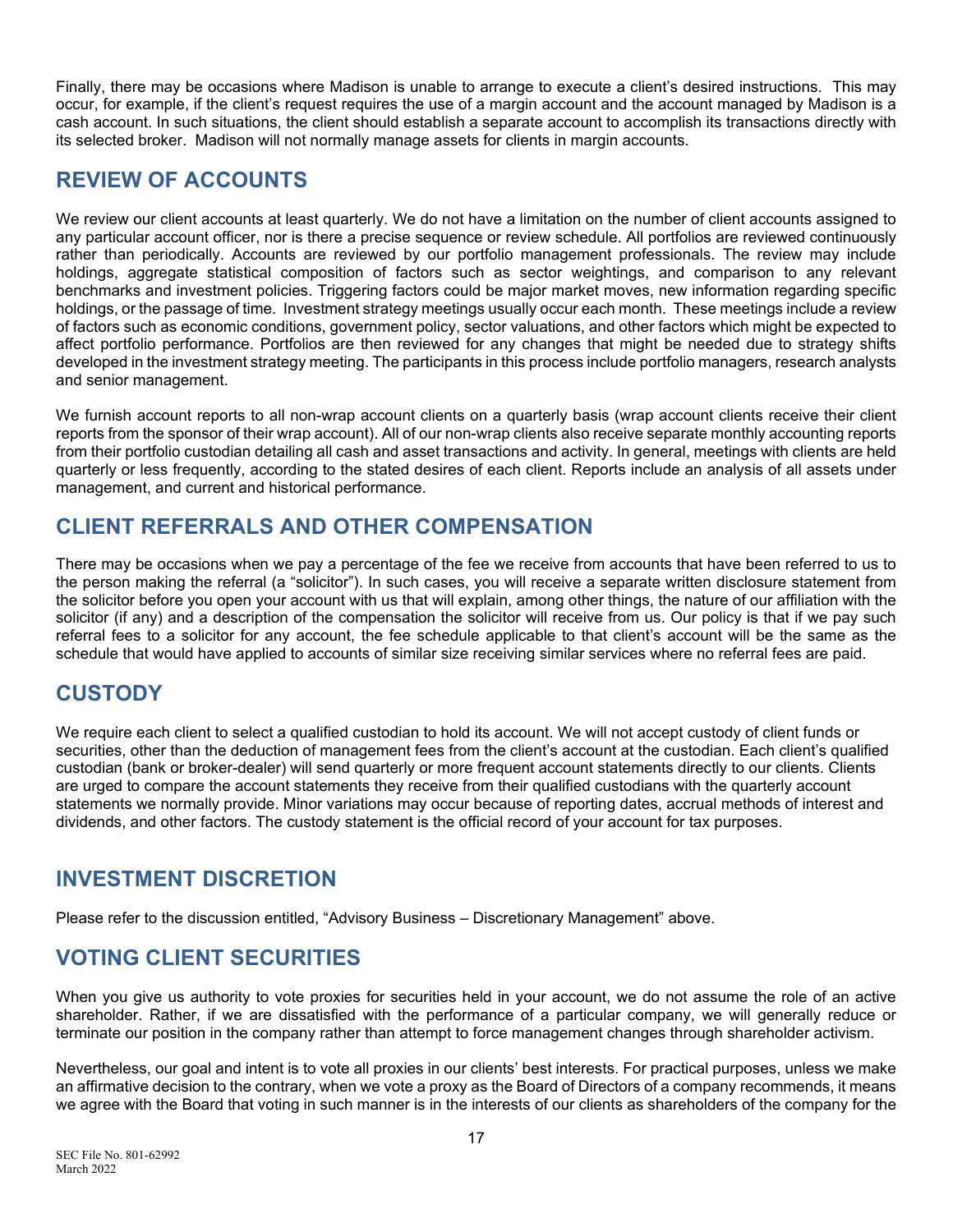Finally, there may be occasions where Madison is unable to arrange to execute a client's desired instructions. This may occur, for example, if the client's request requires the use of a margin account and the account managed by Madison is a cash account. In such situations, the client should establish a separate account to accomplish its transactions directly with its selected broker. Madison will not normally manage assets for clients in margin accounts.

## REVIEW OF ACCOUNTS

We review our client accounts at least quarterly. We do not have a limitation on the number of client accounts assigned to any particular account officer, nor is there a precise sequence or review schedule. All portfolios are reviewed continuously rather than periodically. Accounts are reviewed by our portfolio management professionals. The review may include holdings, aggregate statistical composition of factors such as sector weightings, and comparison to any relevant benchmarks and investment policies. Triggering factors could be major market moves, new information regarding specific holdings, or the passage of time. Investment strategy meetings usually occur each month. These meetings include a review of factors such as economic conditions, government policy, sector valuations, and other factors which might be expected to affect portfolio performance. Portfolios are then reviewed for any changes that might be needed due to strategy shifts developed in the investment strategy meeting. The participants in this process include portfolio managers, research analysts and senior management.

We furnish account reports to all non-wrap account clients on a quarterly basis (wrap account clients receive their client reports from the sponsor of their wrap account). All of our non-wrap clients also receive separate monthly accounting reports from their portfolio custodian detailing all cash and asset transactions and activity. In general, meetings with clients are held quarterly or less frequently, according to the stated desires of each client. Reports include an analysis of all assets under management, and current and historical performance.

## CLIENT REFERRALS AND OTHER COMPENSATION

There may be occasions when we pay a percentage of the fee we receive from accounts that have been referred to us to the person making the referral (a "solicitor"). In such cases, you will receive a separate written disclosure statement from the solicitor before you open your account with us that will explain, among other things, the nature of our affiliation with the solicitor (if any) and a description of the compensation the solicitor will receive from us. Our policy is that if we pay such referral fees to a solicitor for any account, the fee schedule applicable to that client's account will be the same as the schedule that would have applied to accounts of similar size receiving similar services where no referral fees are paid.

## CUSTODY

We require each client to select a qualified custodian to hold its account. We will not accept custody of client funds or securities, other than the deduction of management fees from the client's account at the custodian. Each client's qualified custodian (bank or broker-dealer) will send quarterly or more frequent account statements directly to our clients. Clients are urged to compare the account statements they receive from their qualified custodians with the quarterly account statements we normally provide. Minor variations may occur because of reporting dates, accrual methods of interest and dividends, and other factors. The custody statement is the official record of your account for tax purposes.

## INVESTMENT DISCRETION

Please refer to the discussion entitled, "Advisory Business – Discretionary Management" above.

## VOTING CLIENT SECURITIES

When you give us authority to vote proxies for securities held in your account, we do not assume the role of an active shareholder. Rather, if we are dissatisfied with the performance of a particular company, we will generally reduce or terminate our position in the company rather than attempt to force management changes through shareholder activism.

Nevertheless, our goal and intent is to vote all proxies in our clients' best interests. For practical purposes, unless we make an affirmative decision to the contrary, when we vote a proxy as the Board of Directors of a company recommends, it means we agree with the Board that voting in such manner is in the interests of our clients as shareholders of the company for the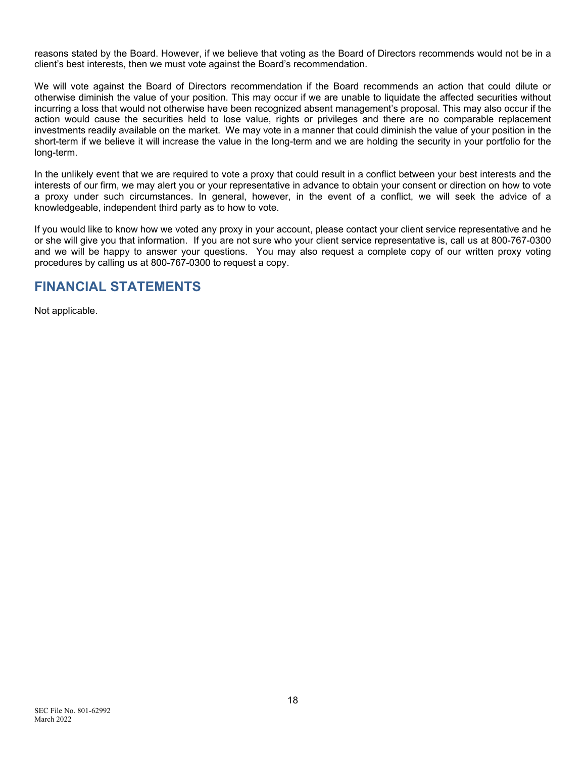reasons stated by the Board. However, if we believe that voting as the Board of Directors recommends would not be in a client's best interests, then we must vote against the Board's recommendation.

We will vote against the Board of Directors recommendation if the Board recommends an action that could dilute or otherwise diminish the value of your position. This may occur if we are unable to liquidate the affected securities without incurring a loss that would not otherwise have been recognized absent management's proposal. This may also occur if the action would cause the securities held to lose value, rights or privileges and there are no comparable replacement investments readily available on the market. We may vote in a manner that could diminish the value of your position in the short-term if we believe it will increase the value in the long-term and we are holding the security in your portfolio for the long-term.

In the unlikely event that we are required to vote a proxy that could result in a conflict between your best interests and the interests of our firm, we may alert you or your representative in advance to obtain your consent or direction on how to vote a proxy under such circumstances. In general, however, in the event of a conflict, we will seek the advice of a knowledgeable, independent third party as to how to vote.

If you would like to know how we voted any proxy in your account, please contact your client service representative and he or she will give you that information. If you are not sure who your client service representative is, call us at 800-767-0300 and we will be happy to answer your questions. You may also request a complete copy of our written proxy voting procedures by calling us at 800-767-0300 to request a copy.

## FINANCIAL STATEMENTS

Not applicable.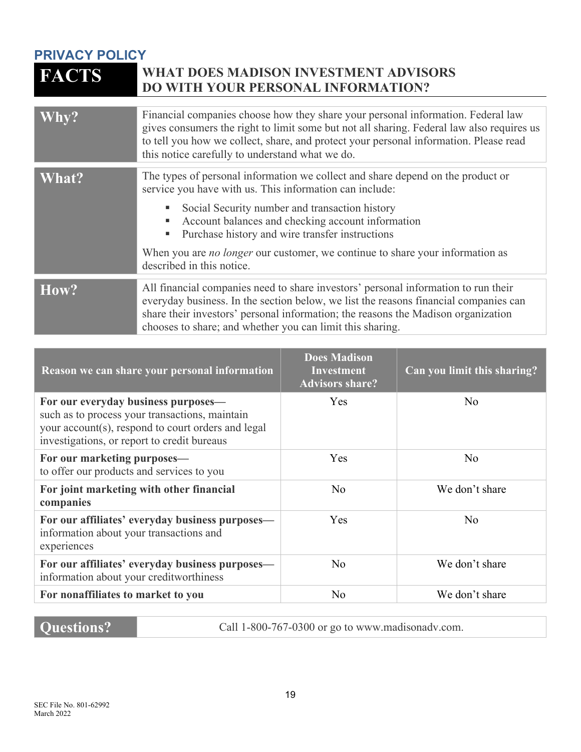## PRIVACY POLICY

| FACTS | WHAT DOES MADISON INVESTMENT ADVISORS DO WITH YOUR PERSONAL INFORMATION? |
|---|---|

| | |
|---|---|
| **Why?** | Financial companies choose how they share your personal information. Federal law gives consumers the right to limit some but not all sharing. Federal law also requires us to tell you how we collect, share, and protect your personal information. Please read this notice carefully to understand what we do. |
| **What?** | The types of personal information we collect and share depend on the product or service you have with us. This information can include:<br>▪ Social Security number and transaction history<br>▪ Account balances and checking account information<br>▪ Purchase history and wire transfer instructions<br><br>When you are *no longer* our customer, we continue to share your information as described in this notice. |
| **How?** | All financial companies need to share investors' personal information to run their everyday business. In the section below, we list the reasons financial companies can share their investors' personal information; the reasons the Madison organization chooses to share; and whether you can limit this sharing. |

| Reason we can share your personal information | Does Madison Investment Advisors share? | Can you limit this sharing? |
|---|---|---|
| **For our everyday business purposes—** such as to process your transactions, maintain your account(s), respond to court orders and legal investigations, or report to credit bureaus | Yes | No |
| **For our marketing purposes—** to offer our products and services to you | Yes | No |
| **For joint marketing with other financial companies** | No | We don't share |
| **For our affiliates' everyday business purposes—** information about your transactions and experiences | Yes | No |
| **For our affiliates' everyday business purposes—** information about your creditworthiness | No | We don't share |
| **For nonaffiliates to market to you** | No | We don't share |

| | |
|---|---|
| **Questions?** | Call 1-800-767-0300 or go to www.madisonadv.com. |

SEC File No. 801-62992
March 2022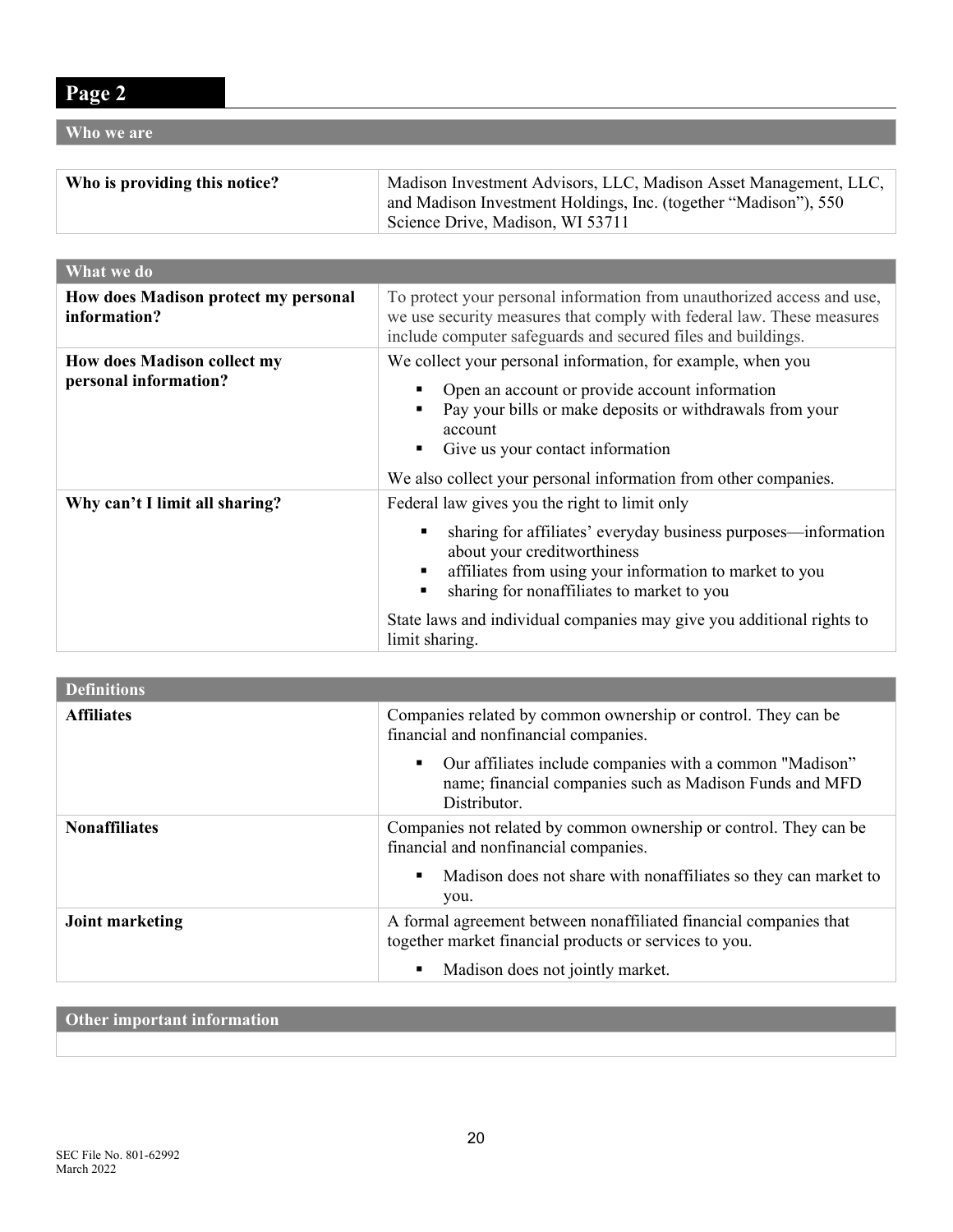## Page 2

| Who we are | |
|---|---|
| **Who is providing this notice?** | Madison Investment Advisors, LLC, Madison Asset Management, LLC, and Madison Investment Holdings, Inc. (together "Madison"), 550 Science Drive, Madison, WI 53711 |

| What we do | |
|---|---|
| **How does Madison protect my personal information?** | To protect your personal information from unauthorized access and use, we use security measures that comply with federal law. These measures include computer safeguards and secured files and buildings. |
| **How does Madison collect my personal information?** | We collect your personal information, for example, when you<br>▪ Open an account or provide account information<br>▪ Pay your bills or make deposits or withdrawals from your account<br>▪ Give us your contact information<br><br>We also collect your personal information from other companies. |
| **Why can't I limit all sharing?** | Federal law gives you the right to limit only<br>▪ sharing for affiliates' everyday business purposes—information about your creditworthiness<br>▪ affiliates from using your information to market to you<br>▪ sharing for nonaffiliates to market to you<br><br>State laws and individual companies may give you additional rights to limit sharing. |

| Definitions | |
|---|---|
| **Affiliates** | Companies related by common ownership or control. They can be financial and nonfinancial companies.<br>▪ Our affiliates include companies with a common "Madison" name; financial companies such as Madison Funds and MFD Distributor. |
| **Nonaffiliates** | Companies not related by common ownership or control. They can be financial and nonfinancial companies.<br>▪ Madison does not share with nonaffiliates so they can market to you. |
| **Joint marketing** | A formal agreement between nonaffiliated financial companies that together market financial products or services to you.<br>▪ Madison does not jointly market. |

| Other important information |
|---|
| |

SEC File No. 801-62992
March 2022